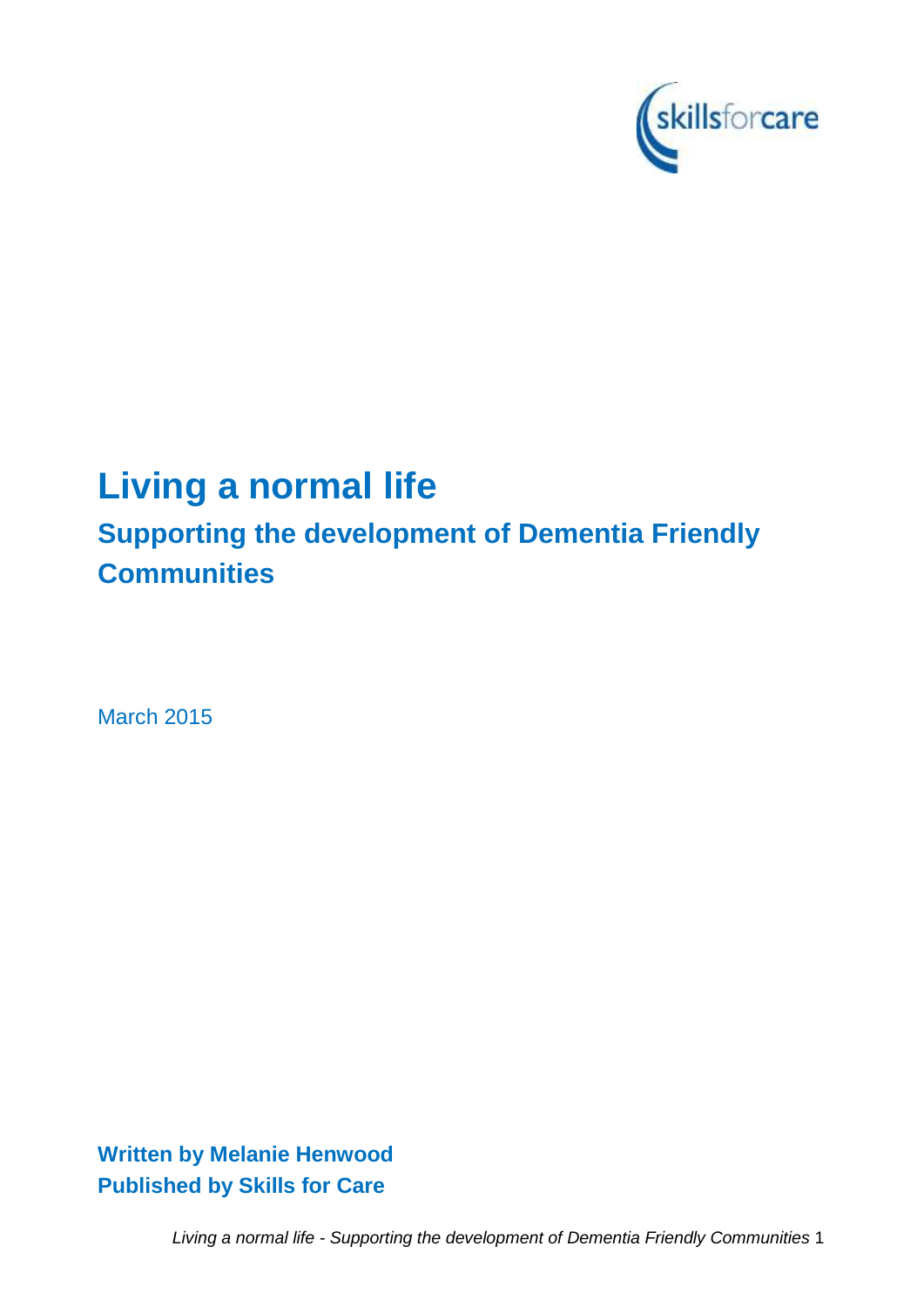# Living a normal life

## Supporting the development of Dementia Friendly Communities

March 2015

**Written by Melanie Henwood**
**Published by Skills for Care**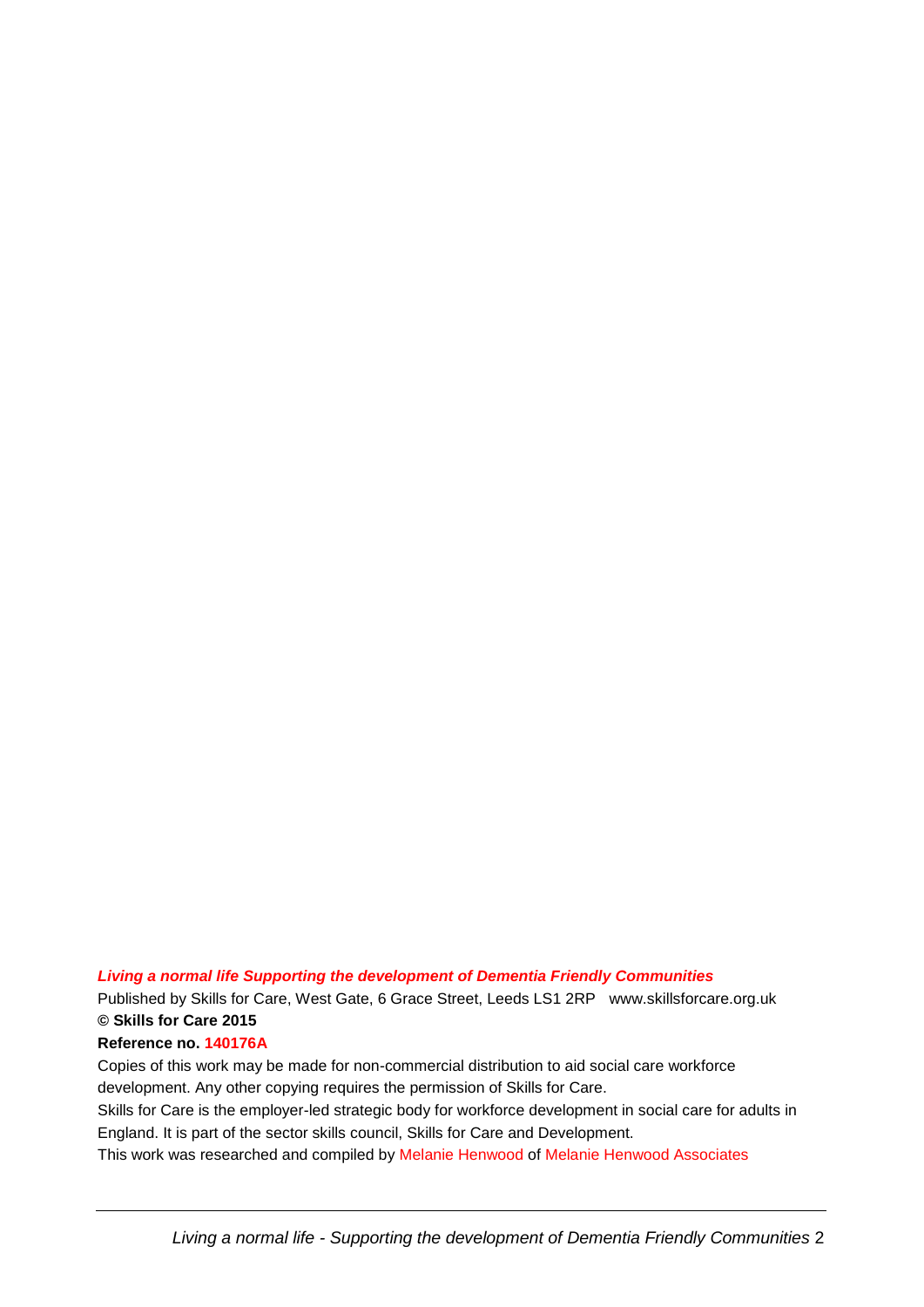***Living a normal life Supporting the development of Dementia Friendly Communities***

Published by Skills for Care, West Gate, 6 Grace Street, Leeds LS1 2RP   www.skillsforcare.org.uk

**© Skills for Care 2015**

**Reference no. 140176A**

Copies of this work may be made for non-commercial distribution to aid social care workforce development. Any other copying requires the permission of Skills for Care.

Skills for Care is the employer-led strategic body for workforce development in social care for adults in England. It is part of the sector skills council, Skills for Care and Development.

This work was researched and compiled by Melanie Henwood of Melanie Henwood Associates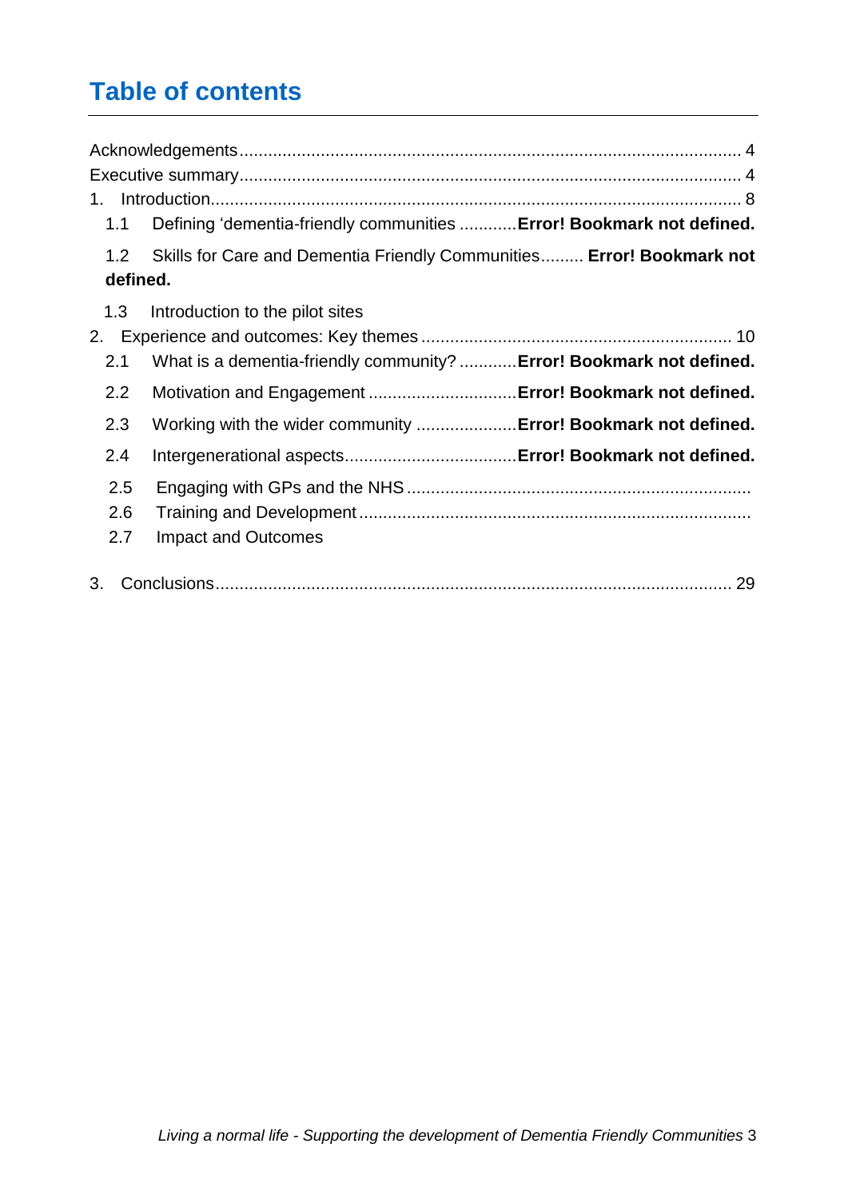# Table of contents

Acknowledgements ........................................................................................................ 4
Executive summary ........................................................................................................ 4
1. Introduction ................................................................................................................ 8
  1.1 Defining ‘dementia-friendly communities ............ **Error! Bookmark not defined.**
  1.2 Skills for Care and Dementia Friendly Communities ......... **Error! Bookmark not defined.**
  1.3 Introduction to the pilot sites
2. Experience and outcomes: Key themes ................................................................ 10
  2.1 What is a dementia-friendly community? ............ **Error! Bookmark not defined.**
  2.2 Motivation and Engagement ............................... **Error! Bookmark not defined.**
  2.3 Working with the wider community ..................... **Error! Bookmark not defined.**
  2.4 Intergenerational aspects.................................... **Error! Bookmark not defined.**
  2.5 Engaging with GPs and the NHS ........................................................................
  2.6 Training and Development ..................................................................................
  2.7 Impact and Outcomes
3. Conclusions ............................................................................................................ 29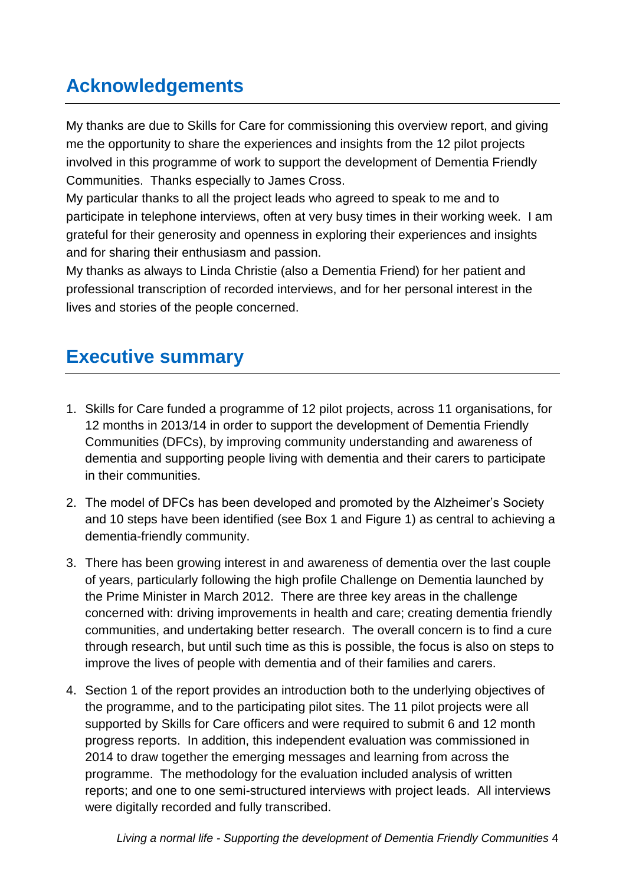## Acknowledgements

My thanks are due to Skills for Care for commissioning this overview report, and giving me the opportunity to share the experiences and insights from the 12 pilot projects involved in this programme of work to support the development of Dementia Friendly Communities. Thanks especially to James Cross.

My particular thanks to all the project leads who agreed to speak to me and to participate in telephone interviews, often at very busy times in their working week. I am grateful for their generosity and openness in exploring their experiences and insights and for sharing their enthusiasm and passion.

My thanks as always to Linda Christie (also a Dementia Friend) for her patient and professional transcription of recorded interviews, and for her personal interest in the lives and stories of the people concerned.

## Executive summary

1. Skills for Care funded a programme of 12 pilot projects, across 11 organisations, for 12 months in 2013/14 in order to support the development of Dementia Friendly Communities (DFCs), by improving community understanding and awareness of dementia and supporting people living with dementia and their carers to participate in their communities.

2. The model of DFCs has been developed and promoted by the Alzheimer's Society and 10 steps have been identified (see Box 1 and Figure 1) as central to achieving a dementia-friendly community.

3. There has been growing interest in and awareness of dementia over the last couple of years, particularly following the high profile Challenge on Dementia launched by the Prime Minister in March 2012. There are three key areas in the challenge concerned with: driving improvements in health and care; creating dementia friendly communities, and undertaking better research. The overall concern is to find a cure through research, but until such time as this is possible, the focus is also on steps to improve the lives of people with dementia and of their families and carers.

4. Section 1 of the report provides an introduction both to the underlying objectives of the programme, and to the participating pilot sites. The 11 pilot projects were all supported by Skills for Care officers and were required to submit 6 and 12 month progress reports. In addition, this independent evaluation was commissioned in 2014 to draw together the emerging messages and learning from across the programme. The methodology for the evaluation included analysis of written reports; and one to one semi-structured interviews with project leads. All interviews were digitally recorded and fully transcribed.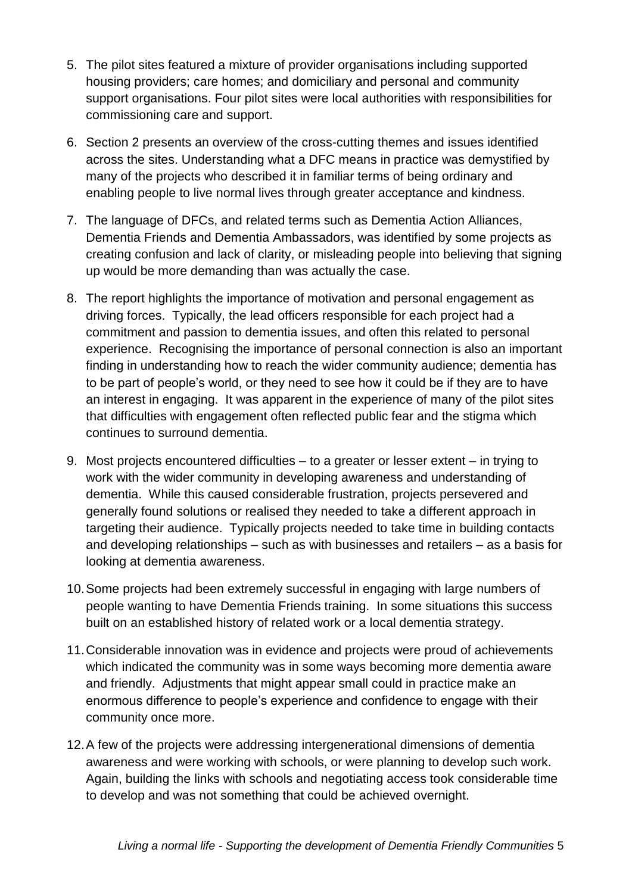5. The pilot sites featured a mixture of provider organisations including supported housing providers; care homes; and domiciliary and personal and community support organisations. Four pilot sites were local authorities with responsibilities for commissioning care and support.

6. Section 2 presents an overview of the cross-cutting themes and issues identified across the sites. Understanding what a DFC means in practice was demystified by many of the projects who described it in familiar terms of being ordinary and enabling people to live normal lives through greater acceptance and kindness.

7. The language of DFCs, and related terms such as Dementia Action Alliances, Dementia Friends and Dementia Ambassadors, was identified by some projects as creating confusion and lack of clarity, or misleading people into believing that signing up would be more demanding than was actually the case.

8. The report highlights the importance of motivation and personal engagement as driving forces. Typically, the lead officers responsible for each project had a commitment and passion to dementia issues, and often this related to personal experience. Recognising the importance of personal connection is also an important finding in understanding how to reach the wider community audience; dementia has to be part of people's world, or they need to see how it could be if they are to have an interest in engaging. It was apparent in the experience of many of the pilot sites that difficulties with engagement often reflected public fear and the stigma which continues to surround dementia.

9. Most projects encountered difficulties – to a greater or lesser extent – in trying to work with the wider community in developing awareness and understanding of dementia. While this caused considerable frustration, projects persevered and generally found solutions or realised they needed to take a different approach in targeting their audience. Typically projects needed to take time in building contacts and developing relationships – such as with businesses and retailers – as a basis for looking at dementia awareness.

10. Some projects had been extremely successful in engaging with large numbers of people wanting to have Dementia Friends training. In some situations this success built on an established history of related work or a local dementia strategy.

11. Considerable innovation was in evidence and projects were proud of achievements which indicated the community was in some ways becoming more dementia aware and friendly. Adjustments that might appear small could in practice make an enormous difference to people's experience and confidence to engage with their community once more.

12. A few of the projects were addressing intergenerational dimensions of dementia awareness and were working with schools, or were planning to develop such work. Again, building the links with schools and negotiating access took considerable time to develop and was not something that could be achieved overnight.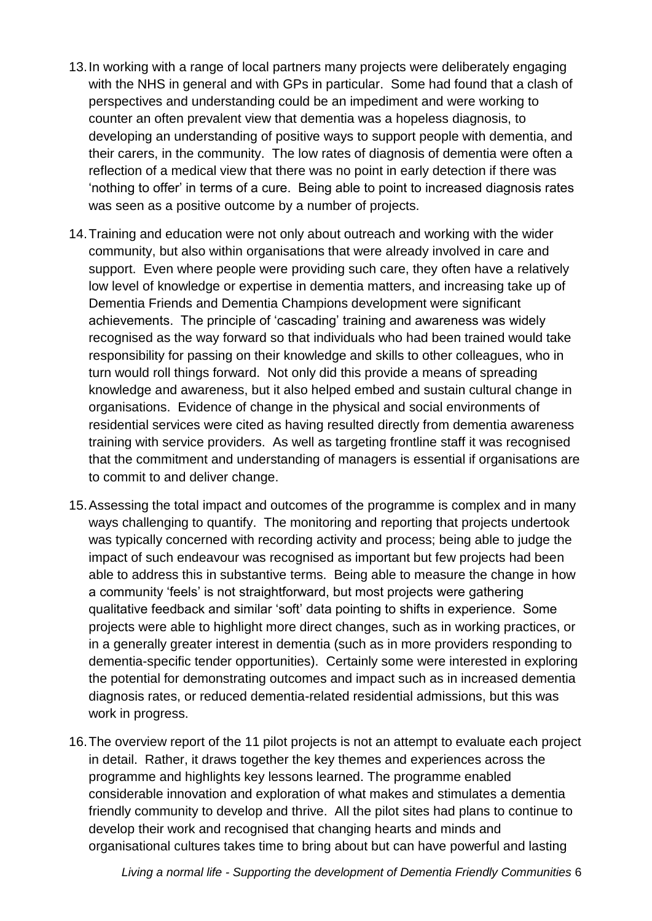13. In working with a range of local partners many projects were deliberately engaging with the NHS in general and with GPs in particular. Some had found that a clash of perspectives and understanding could be an impediment and were working to counter an often prevalent view that dementia was a hopeless diagnosis, to developing an understanding of positive ways to support people with dementia, and their carers, in the community. The low rates of diagnosis of dementia were often a reflection of a medical view that there was no point in early detection if there was 'nothing to offer' in terms of a cure. Being able to point to increased diagnosis rates was seen as a positive outcome by a number of projects.

14. Training and education were not only about outreach and working with the wider community, but also within organisations that were already involved in care and support. Even where people were providing such care, they often have a relatively low level of knowledge or expertise in dementia matters, and increasing take up of Dementia Friends and Dementia Champions development were significant achievements. The principle of 'cascading' training and awareness was widely recognised as the way forward so that individuals who had been trained would take responsibility for passing on their knowledge and skills to other colleagues, who in turn would roll things forward. Not only did this provide a means of spreading knowledge and awareness, but it also helped embed and sustain cultural change in organisations. Evidence of change in the physical and social environments of residential services were cited as having resulted directly from dementia awareness training with service providers. As well as targeting frontline staff it was recognised that the commitment and understanding of managers is essential if organisations are to commit to and deliver change.

15. Assessing the total impact and outcomes of the programme is complex and in many ways challenging to quantify. The monitoring and reporting that projects undertook was typically concerned with recording activity and process; being able to judge the impact of such endeavour was recognised as important but few projects had been able to address this in substantive terms. Being able to measure the change in how a community 'feels' is not straightforward, but most projects were gathering qualitative feedback and similar 'soft' data pointing to shifts in experience. Some projects were able to highlight more direct changes, such as in working practices, or in a generally greater interest in dementia (such as in more providers responding to dementia-specific tender opportunities). Certainly some were interested in exploring the potential for demonstrating outcomes and impact such as in increased dementia diagnosis rates, or reduced dementia-related residential admissions, but this was work in progress.

16. The overview report of the 11 pilot projects is not an attempt to evaluate each project in detail. Rather, it draws together the key themes and experiences across the programme and highlights key lessons learned. The programme enabled considerable innovation and exploration of what makes and stimulates a dementia friendly community to develop and thrive. All the pilot sites had plans to continue to develop their work and recognised that changing hearts and minds and organisational cultures takes time to bring about but can have powerful and lasting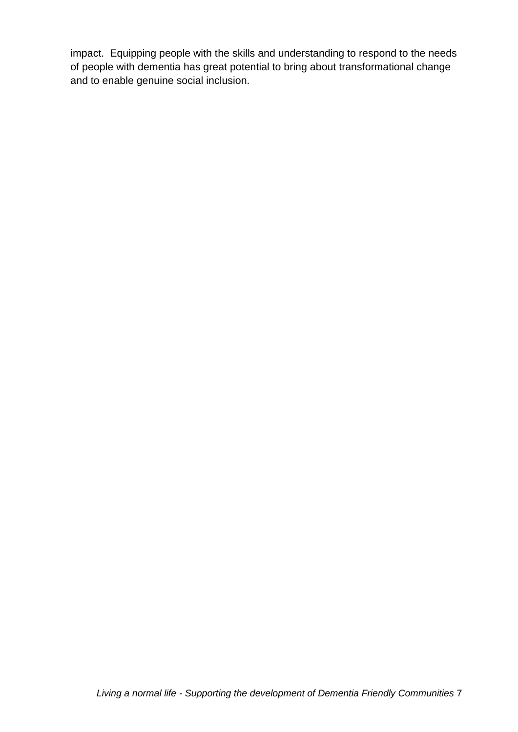impact. Equipping people with the skills and understanding to respond to the needs of people with dementia has great potential to bring about transformational change and to enable genuine social inclusion.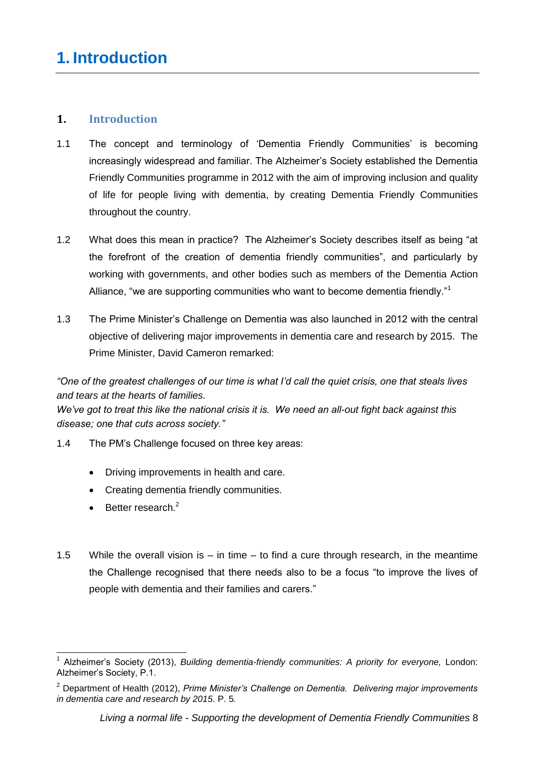# 1. Introduction

## 1. Introduction

1.1 The concept and terminology of 'Dementia Friendly Communities' is becoming increasingly widespread and familiar. The Alzheimer's Society established the Dementia Friendly Communities programme in 2012 with the aim of improving inclusion and quality of life for people living with dementia, by creating Dementia Friendly Communities throughout the country.

1.2 What does this mean in practice? The Alzheimer's Society describes itself as being "at the forefront of the creation of dementia friendly communities", and particularly by working with governments, and other bodies such as members of the Dementia Action Alliance, "we are supporting communities who want to become dementia friendly."[1]

1.3 The Prime Minister's Challenge on Dementia was also launched in 2012 with the central objective of delivering major improvements in dementia care and research by 2015. The Prime Minister, David Cameron remarked:

*"One of the greatest challenges of our time is what I'd call the quiet crisis, one that steals lives and tears at the hearts of families.*
*We've got to treat this like the national crisis it is. We need an all-out fight back against this disease; one that cuts across society."*

1.4 The PM's Challenge focused on three key areas:

- Driving improvements in health and care.
- Creating dementia friendly communities.
- Better research.[2]

1.5 While the overall vision is – in time – to find a cure through research, in the meantime the Challenge recognised that there needs also to be a focus "to improve the lives of people with dementia and their families and carers."

---

[1] Alzheimer's Society (2013), *Building dementia-friendly communities: A priority for everyone,* London: Alzheimer's Society, P.1.

[2] Department of Health (2012), *Prime Minister's Challenge on Dementia. Delivering major improvements in dementia care and research by 2015.* P. 5.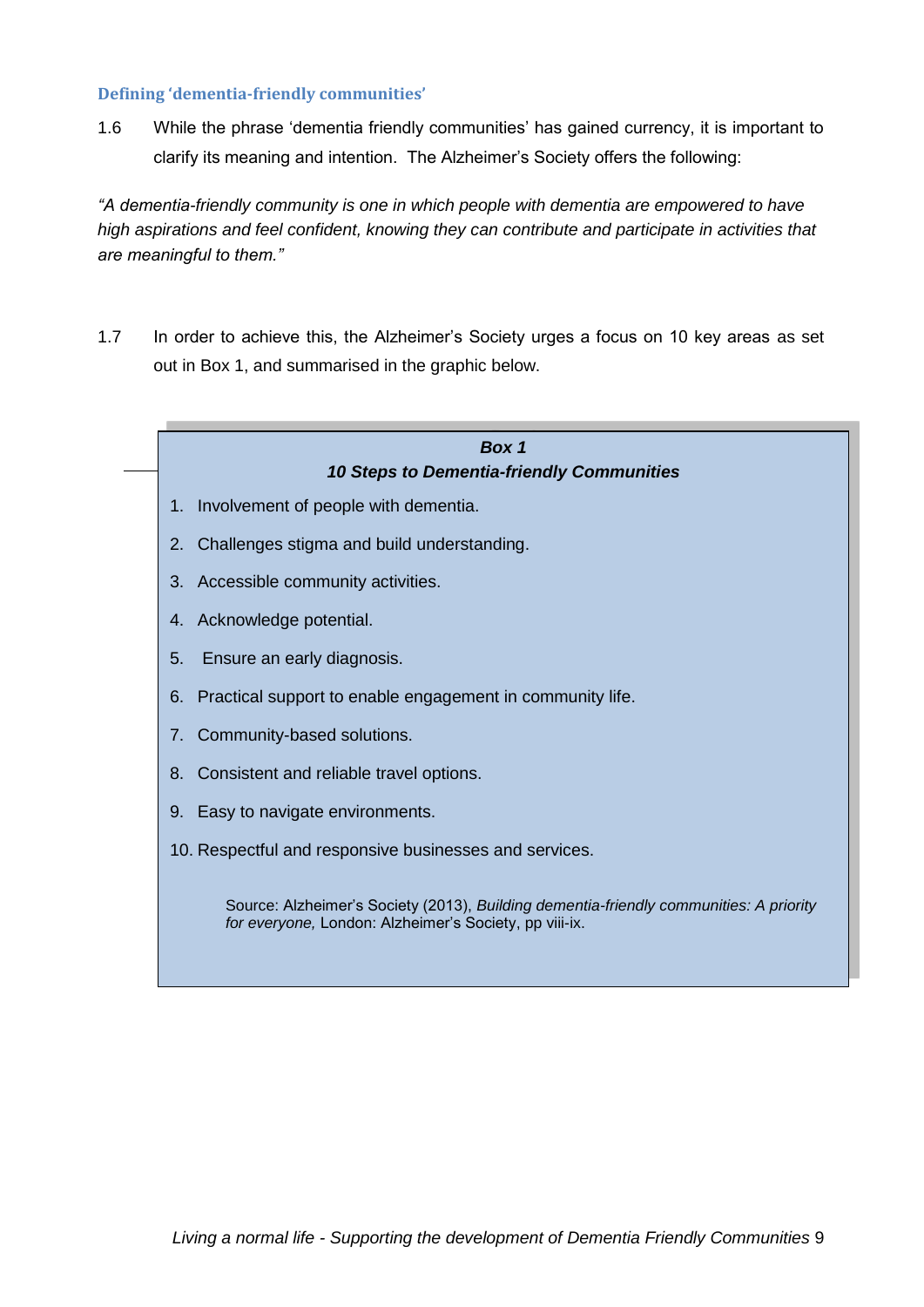### Defining 'dementia-friendly communities'

1.6 While the phrase 'dementia friendly communities' has gained currency, it is important to clarify its meaning and intention. The Alzheimer's Society offers the following:

*"A dementia-friendly community is one in which people with dementia are empowered to have high aspirations and feel confident, knowing they can contribute and participate in activities that are meaningful to them."*

1.7 In order to achieve this, the Alzheimer's Society urges a focus on 10 key areas as set out in Box 1, and summarised in the graphic below.

> ***Box 1***
> ***10 Steps to Dementia-friendly Communities***
>
> 1. Involvement of people with dementia.
> 2. Challenges stigma and build understanding.
> 3. Accessible community activities.
> 4. Acknowledge potential.
> 5. Ensure an early diagnosis.
> 6. Practical support to enable engagement in community life.
> 7. Community-based solutions.
> 8. Consistent and reliable travel options.
> 9. Easy to navigate environments.
> 10. Respectful and responsive businesses and services.
>
> Source: Alzheimer's Society (2013), *Building dementia-friendly communities: A priority for everyone,* London: Alzheimer's Society, pp viii-ix.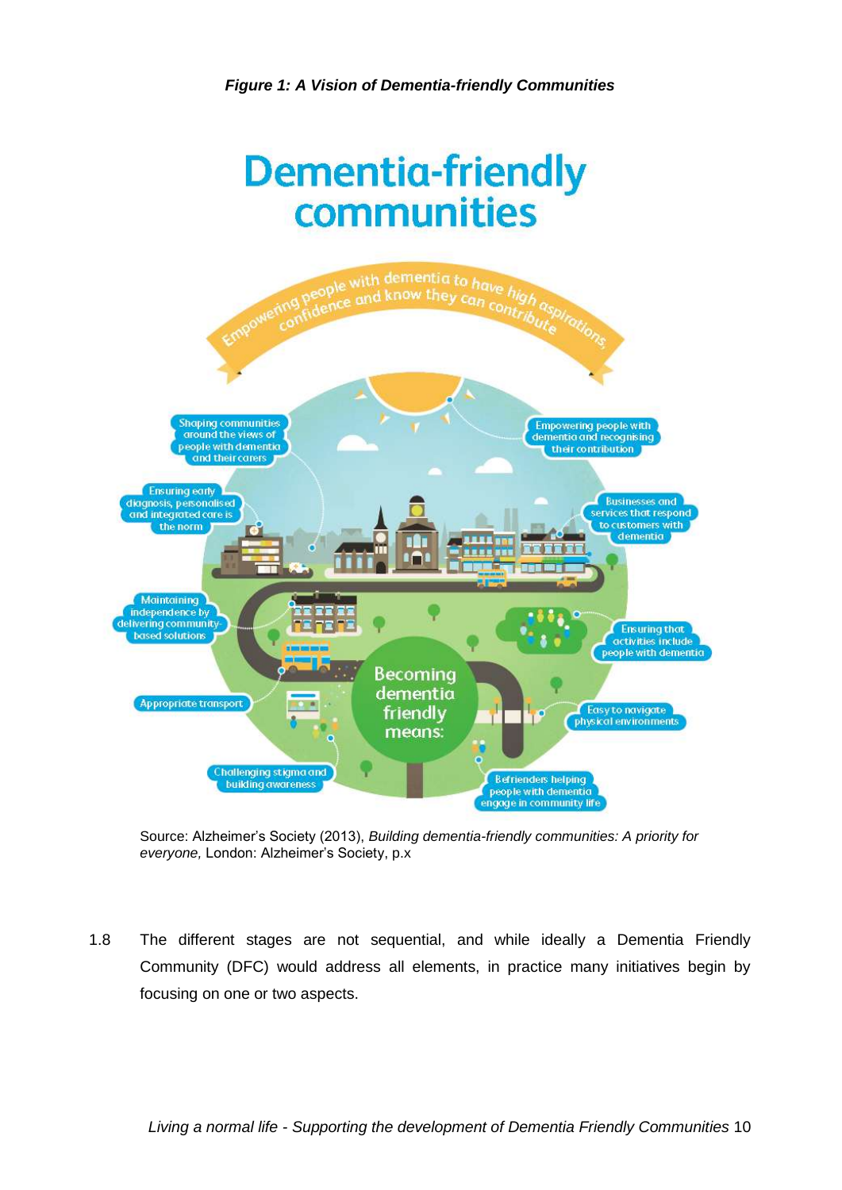***Figure 1: A Vision of Dementia-friendly Communities***

# Dementia-friendly communities

Empowering people with dementia to have high aspirations, confidence and know they can contribute

Becoming dementia friendly means:

- Shaping communities around the views of people with dementia and their carers
- Ensuring early diagnosis, personalised and integrated care is the norm
- Maintaining independence by delivering community-based solutions
- Appropriate transport
- Challenging stigma and building awareness
- Empowering people with dementia and recognising their contribution
- Businesses and services that respond to customers with dementia
- Ensuring that activities include people with dementia
- Easy to navigate physical environments
- Befrienders helping people with dementia engage in community life

Source: Alzheimer's Society (2013), *Building dementia-friendly communities: A priority for everyone,* London: Alzheimer's Society, p.x

1.8 The different stages are not sequential, and while ideally a Dementia Friendly Community (DFC) would address all elements, in practice many initiatives begin by focusing on one or two aspects.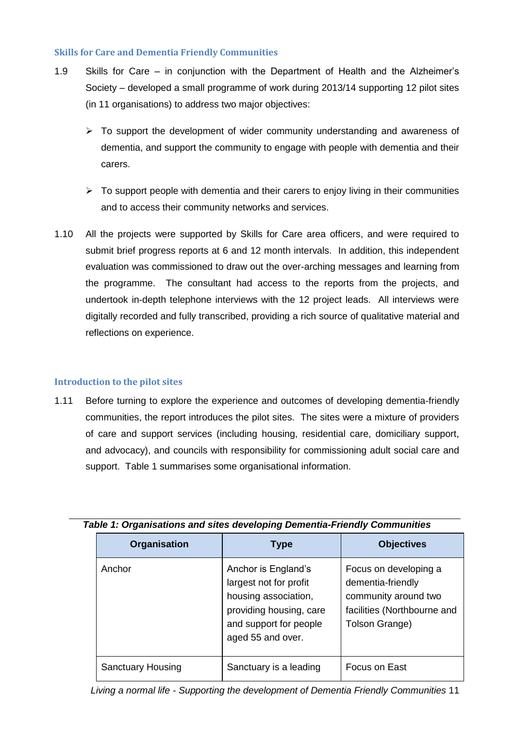### Skills for Care and Dementia Friendly Communities

1.9 Skills for Care – in conjunction with the Department of Health and the Alzheimer's Society – developed a small programme of work during 2013/14 supporting 12 pilot sites (in 11 organisations) to address two major objectives:

- To support the development of wider community understanding and awareness of dementia, and support the community to engage with people with dementia and their carers.
- To support people with dementia and their carers to enjoy living in their communities and to access their community networks and services.

1.10 All the projects were supported by Skills for Care area officers, and were required to submit brief progress reports at 6 and 12 month intervals. In addition, this independent evaluation was commissioned to draw out the over-arching messages and learning from the programme. The consultant had access to the reports from the projects, and undertook in-depth telephone interviews with the 12 project leads. All interviews were digitally recorded and fully transcribed, providing a rich source of qualitative material and reflections on experience.

### Introduction to the pilot sites

1.11 Before turning to explore the experience and outcomes of developing dementia-friendly communities, the report introduces the pilot sites. The sites were a mixture of providers of care and support services (including housing, residential care, domiciliary support, and advocacy), and councils with responsibility for commissioning adult social care and support. Table 1 summarises some organisational information.

***Table 1: Organisations and sites developing Dementia-Friendly Communities***

| Organisation | Type | Objectives |
|---|---|---|
| Anchor | Anchor is England's largest not for profit housing association, providing housing, care and support for people aged 55 and over. | Focus on developing a dementia-friendly community around two facilities (Northbourne and Tolson Grange) |
| Sanctuary Housing | Sanctuary is a leading | Focus on East |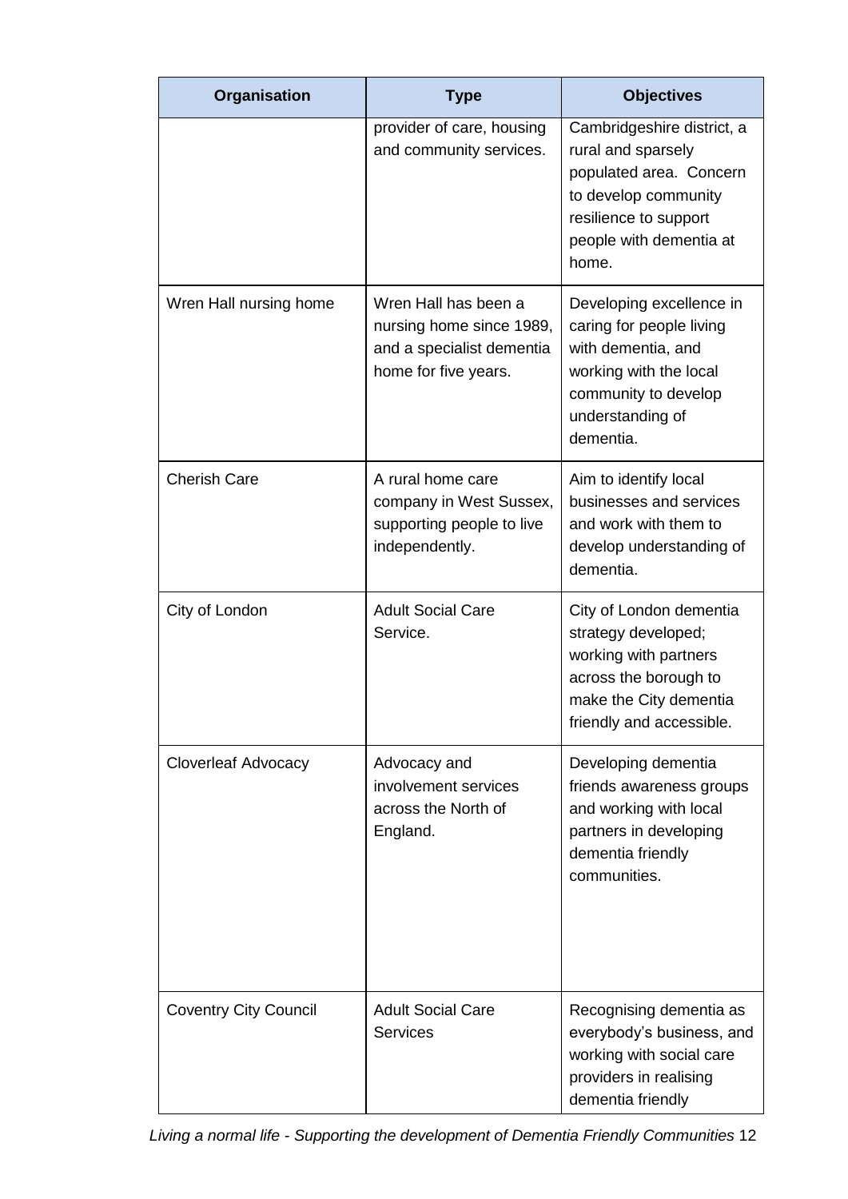| Organisation | Type | Objectives |
| --- | --- | --- |
| | provider of care, housing and community services. | Cambridgeshire district, a rural and sparsely populated area. Concern to develop community resilience to support people with dementia at home. |
| Wren Hall nursing home | Wren Hall has been a nursing home since 1989, and a specialist dementia home for five years. | Developing excellence in caring for people living with dementia, and working with the local community to develop understanding of dementia. |
| Cherish Care | A rural home care company in West Sussex, supporting people to live independently. | Aim to identify local businesses and services and work with them to develop understanding of dementia. |
| City of London | Adult Social Care Service. | City of London dementia strategy developed; working with partners across the borough to make the City dementia friendly and accessible. |
| Cloverleaf Advocacy | Advocacy and involvement services across the North of England. | Developing dementia friends awareness groups and working with local partners in developing dementia friendly communities. |
| Coventry City Council | Adult Social Care Services | Recognising dementia as everybody's business, and working with social care providers in realising dementia friendly |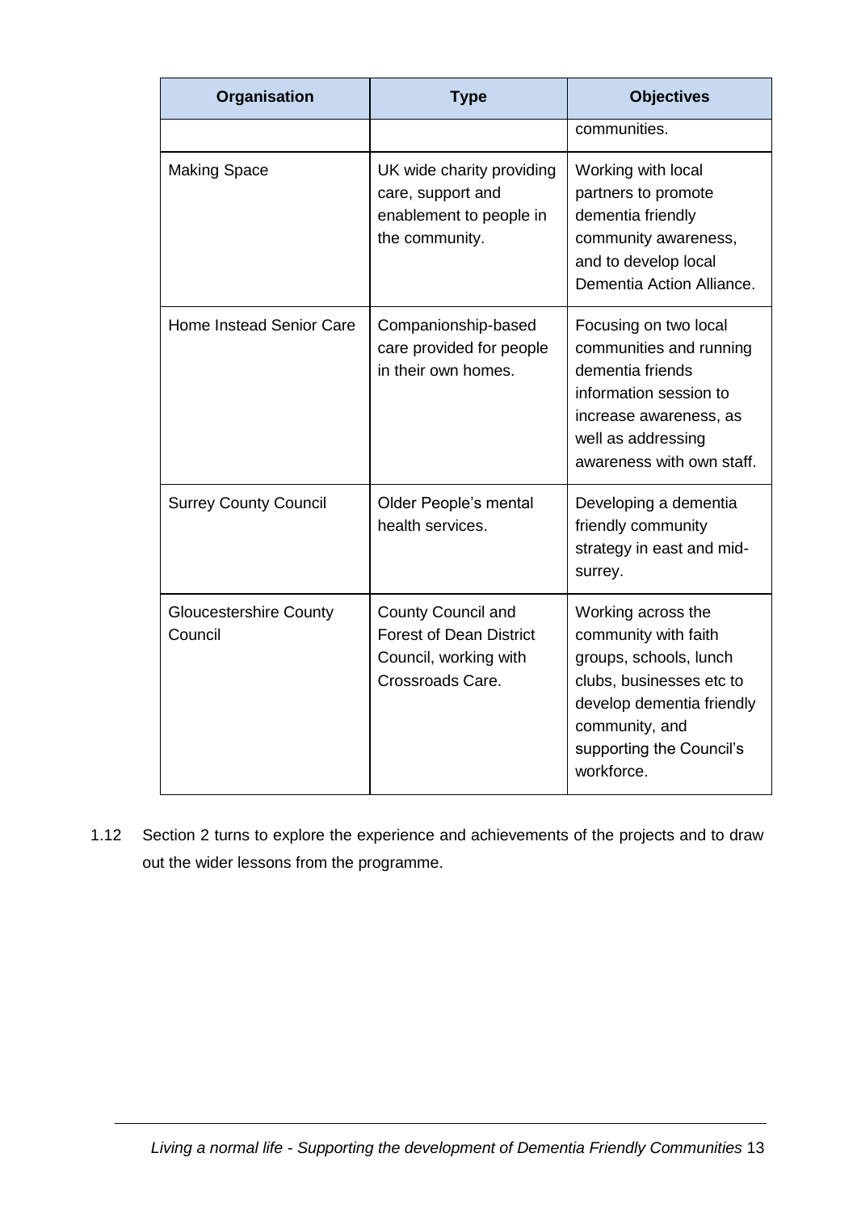| Organisation | Type | Objectives |
|---|---|---|
| | | communities. |
| Making Space | UK wide charity providing care, support and enablement to people in the community. | Working with local partners to promote dementia friendly community awareness, and to develop local Dementia Action Alliance. |
| Home Instead Senior Care | Companionship-based care provided for people in their own homes. | Focusing on two local communities and running dementia friends information session to increase awareness, as well as addressing awareness with own staff. |
| Surrey County Council | Older People's mental health services. | Developing a dementia friendly community strategy in east and mid-surrey. |
| Gloucestershire County Council | County Council and Forest of Dean District Council, working with Crossroads Care. | Working across the community with faith groups, schools, lunch clubs, businesses etc to develop dementia friendly community, and supporting the Council's workforce. |

1.12 Section 2 turns to explore the experience and achievements of the projects and to draw out the wider lessons from the programme.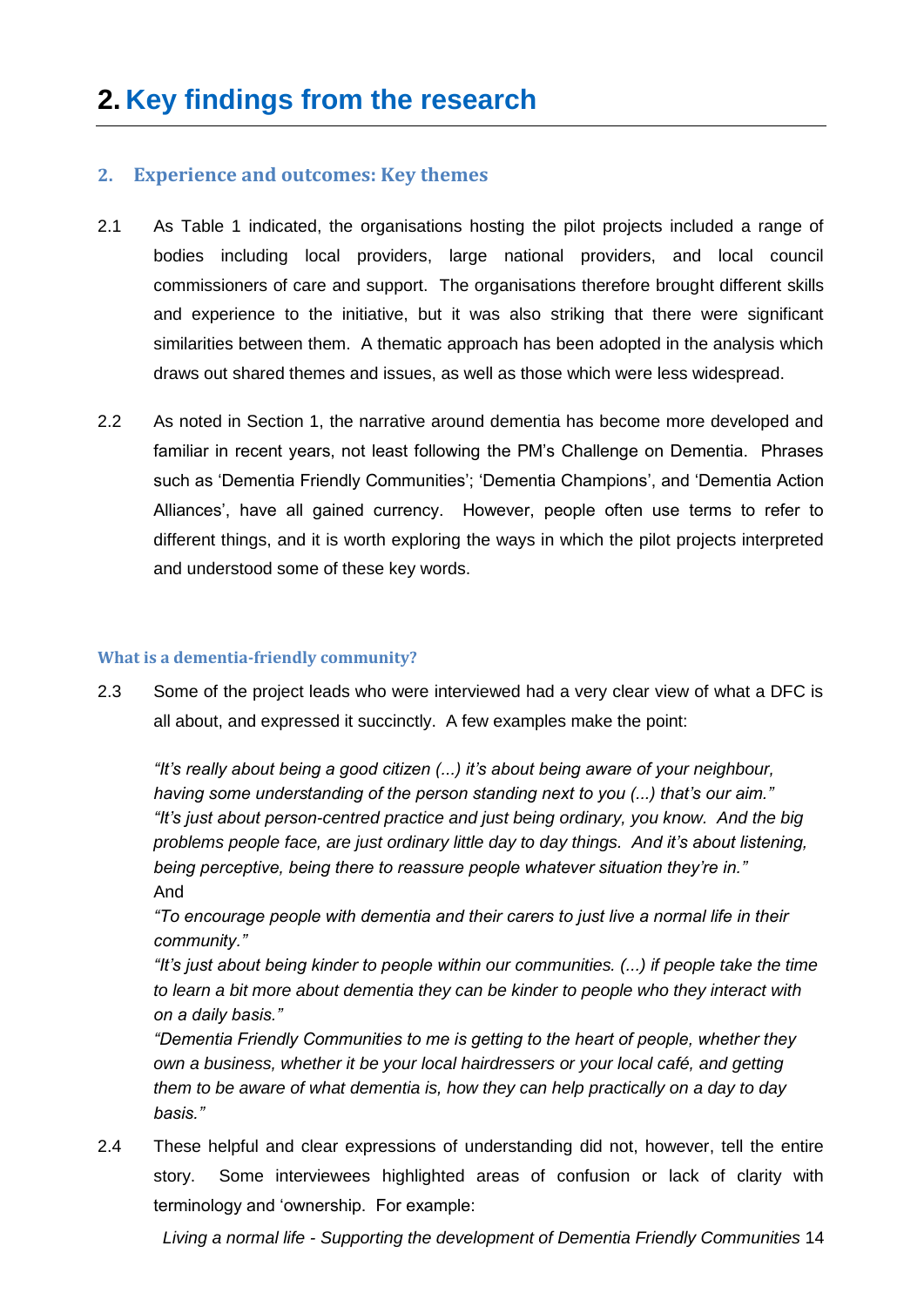# 2. Key findings from the research

## 2. Experience and outcomes: Key themes

2.1 As Table 1 indicated, the organisations hosting the pilot projects included a range of bodies including local providers, large national providers, and local council commissioners of care and support. The organisations therefore brought different skills and experience to the initiative, but it was also striking that there were significant similarities between them. A thematic approach has been adopted in the analysis which draws out shared themes and issues, as well as those which were less widespread.

2.2 As noted in Section 1, the narrative around dementia has become more developed and familiar in recent years, not least following the PM's Challenge on Dementia. Phrases such as 'Dementia Friendly Communities'; 'Dementia Champions', and 'Dementia Action Alliances', have all gained currency. However, people often use terms to refer to different things, and it is worth exploring the ways in which the pilot projects interpreted and understood some of these key words.

### What is a dementia-friendly community?

2.3 Some of the project leads who were interviewed had a very clear view of what a DFC is all about, and expressed it succinctly. A few examples make the point:

*"It's really about being a good citizen (...) it's about being aware of your neighbour, having some understanding of the person standing next to you (...) that's our aim."*
*"It's just about person-centred practice and just being ordinary, you know. And the big problems people face, are just ordinary little day to day things. And it's about listening, being perceptive, being there to reassure people whatever situation they're in."*
And
*"To encourage people with dementia and their carers to just live a normal life in their community."*
*"It's just about being kinder to people within our communities. (...) if people take the time to learn a bit more about dementia they can be kinder to people who they interact with on a daily basis."*
*"Dementia Friendly Communities to me is getting to the heart of people, whether they own a business, whether it be your local hairdressers or your local café, and getting them to be aware of what dementia is, how they can help practically on a day to day basis."*

2.4 These helpful and clear expressions of understanding did not, however, tell the entire story. Some interviewees highlighted areas of confusion or lack of clarity with terminology and 'ownership. For example: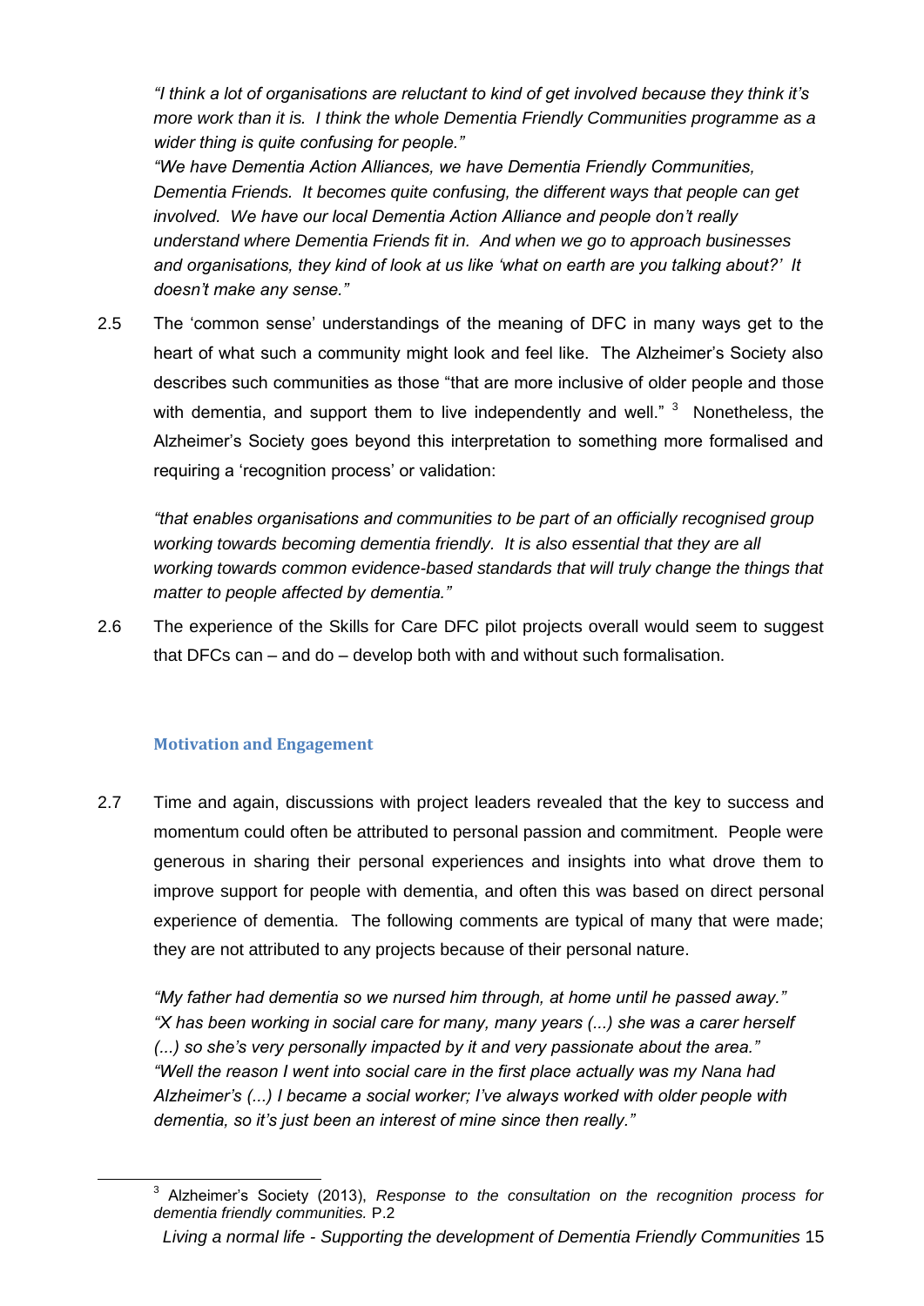*"I think a lot of organisations are reluctant to kind of get involved because they think it's more work than it is. I think the whole Dementia Friendly Communities programme as a wider thing is quite confusing for people."*

*"We have Dementia Action Alliances, we have Dementia Friendly Communities, Dementia Friends. It becomes quite confusing, the different ways that people can get involved. We have our local Dementia Action Alliance and people don't really understand where Dementia Friends fit in. And when we go to approach businesses and organisations, they kind of look at us like 'what on earth are you talking about?' It doesn't make any sense."*

2.5 The 'common sense' understandings of the meaning of DFC in many ways get to the heart of what such a community might look and feel like. The Alzheimer's Society also describes such communities as those "that are more inclusive of older people and those with dementia, and support them to live independently and well." [3] Nonetheless, the Alzheimer's Society goes beyond this interpretation to something more formalised and requiring a 'recognition process' or validation:

*"that enables organisations and communities to be part of an officially recognised group working towards becoming dementia friendly. It is also essential that they are all working towards common evidence-based standards that will truly change the things that matter to people affected by dementia."*

2.6 The experience of the Skills for Care DFC pilot projects overall would seem to suggest that DFCs can – and do – develop both with and without such formalisation.

### Motivation and Engagement

2.7 Time and again, discussions with project leaders revealed that the key to success and momentum could often be attributed to personal passion and commitment. People were generous in sharing their personal experiences and insights into what drove them to improve support for people with dementia, and often this was based on direct personal experience of dementia. The following comments are typical of many that were made; they are not attributed to any projects because of their personal nature.

*"My father had dementia so we nursed him through, at home until he passed away."*
*"X has been working in social care for many, many years (...) she was a carer herself (...) so she's very personally impacted by it and very passionate about the area."*
*"Well the reason I went into social care in the first place actually was my Nana had Alzheimer's (...) I became a social worker; I've always worked with older people with dementia, so it's just been an interest of mine since then really."*

---

[3] Alzheimer's Society (2013), *Response to the consultation on the recognition process for dementia friendly communities.* P.2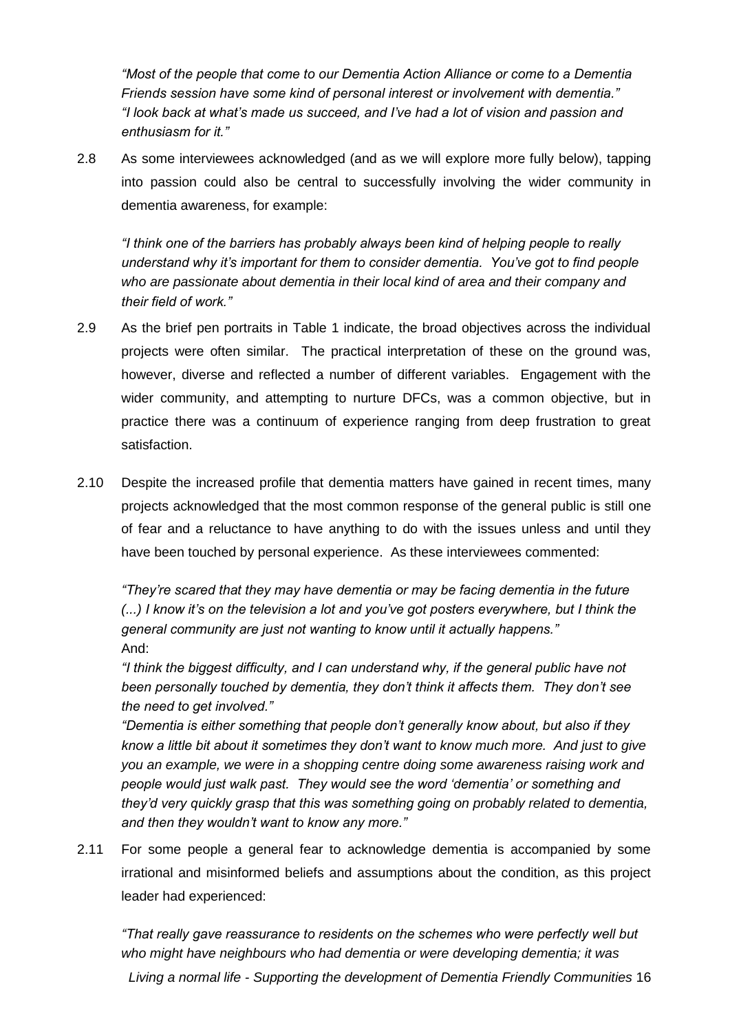*"Most of the people that come to our Dementia Action Alliance or come to a Dementia Friends session have some kind of personal interest or involvement with dementia."*
*"I look back at what's made us succeed, and I've had a lot of vision and passion and enthusiasm for it."*

2.8 As some interviewees acknowledged (and as we will explore more fully below), tapping into passion could also be central to successfully involving the wider community in dementia awareness, for example:

*"I think one of the barriers has probably always been kind of helping people to really understand why it's important for them to consider dementia. You've got to find people who are passionate about dementia in their local kind of area and their company and their field of work."*

2.9 As the brief pen portraits in Table 1 indicate, the broad objectives across the individual projects were often similar. The practical interpretation of these on the ground was, however, diverse and reflected a number of different variables. Engagement with the wider community, and attempting to nurture DFCs, was a common objective, but in practice there was a continuum of experience ranging from deep frustration to great satisfaction.

2.10 Despite the increased profile that dementia matters have gained in recent times, many projects acknowledged that the most common response of the general public is still one of fear and a reluctance to have anything to do with the issues unless and until they have been touched by personal experience. As these interviewees commented:

*"They're scared that they may have dementia or may be facing dementia in the future (...) I know it's on the television a lot and you've got posters everywhere, but I think the general community are just not wanting to know until it actually happens."*
And:
*"I think the biggest difficulty, and I can understand why, if the general public have not been personally touched by dementia, they don't think it affects them. They don't see the need to get involved."*
*"Dementia is either something that people don't generally know about, but also if they know a little bit about it sometimes they don't want to know much more. And just to give you an example, we were in a shopping centre doing some awareness raising work and people would just walk past. They would see the word 'dementia' or something and they'd very quickly grasp that this was something going on probably related to dementia, and then they wouldn't want to know any more."*

2.11 For some people a general fear to acknowledge dementia is accompanied by some irrational and misinformed beliefs and assumptions about the condition, as this project leader had experienced:

*"That really gave reassurance to residents on the schemes who were perfectly well but who might have neighbours who had dementia or were developing dementia; it was*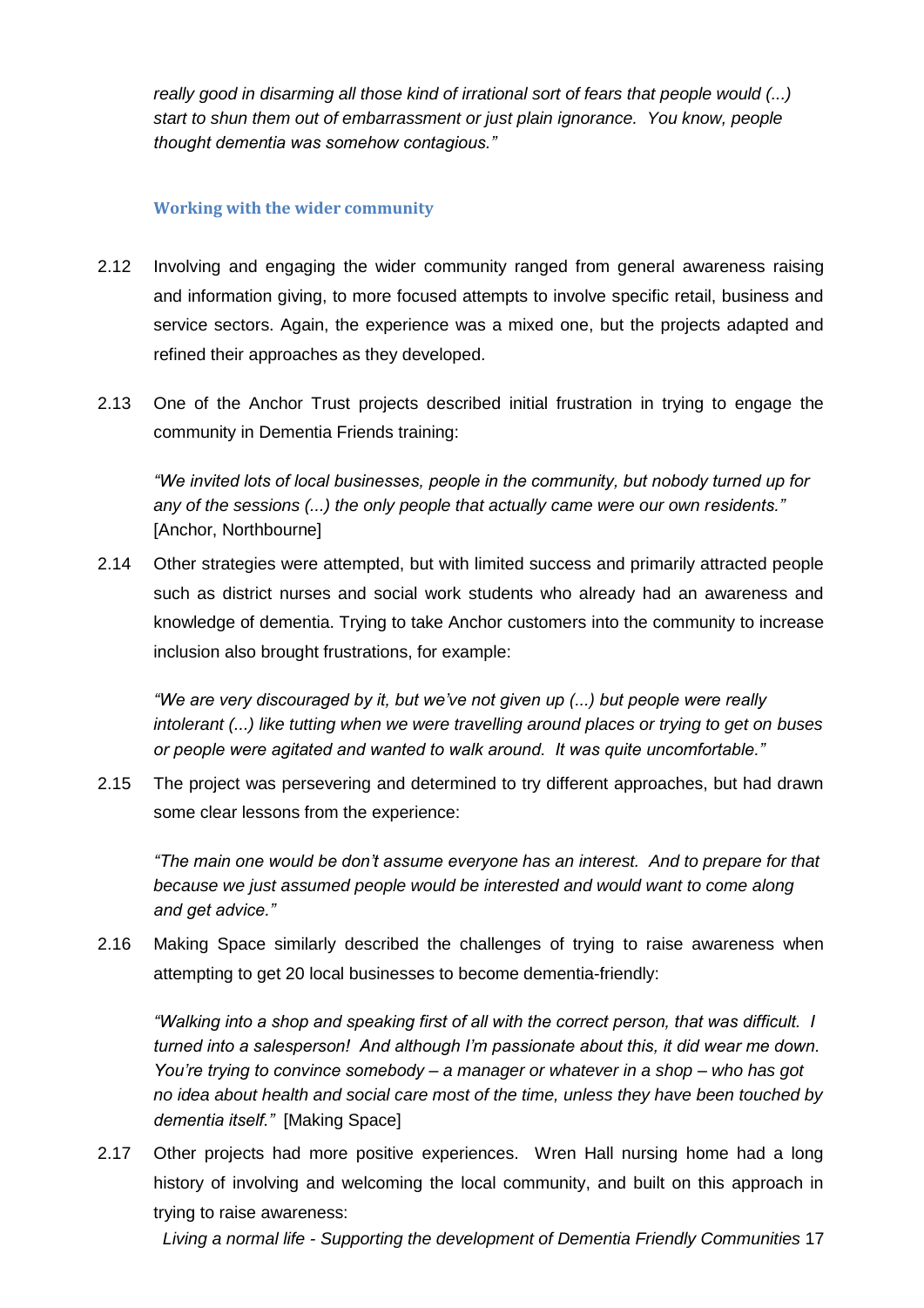*really good in disarming all those kind of irrational sort of fears that people would (...) start to shun them out of embarrassment or just plain ignorance. You know, people thought dementia was somehow contagious."*

### Working with the wider community

2.12 Involving and engaging the wider community ranged from general awareness raising and information giving, to more focused attempts to involve specific retail, business and service sectors. Again, the experience was a mixed one, but the projects adapted and refined their approaches as they developed.

2.13 One of the Anchor Trust projects described initial frustration in trying to engage the community in Dementia Friends training:

*"We invited lots of local businesses, people in the community, but nobody turned up for any of the sessions (...) the only people that actually came were our own residents."* [Anchor, Northbourne]

2.14 Other strategies were attempted, but with limited success and primarily attracted people such as district nurses and social work students who already had an awareness and knowledge of dementia. Trying to take Anchor customers into the community to increase inclusion also brought frustrations, for example:

*"We are very discouraged by it, but we've not given up (...) but people were really intolerant (...) like tutting when we were travelling around places or trying to get on buses or people were agitated and wanted to walk around. It was quite uncomfortable."*

2.15 The project was persevering and determined to try different approaches, but had drawn some clear lessons from the experience:

*"The main one would be don't assume everyone has an interest. And to prepare for that because we just assumed people would be interested and would want to come along and get advice."*

2.16 Making Space similarly described the challenges of trying to raise awareness when attempting to get 20 local businesses to become dementia-friendly:

*"Walking into a shop and speaking first of all with the correct person, that was difficult. I turned into a salesperson! And although I'm passionate about this, it did wear me down. You're trying to convince somebody – a manager or whatever in a shop – who has got no idea about health and social care most of the time, unless they have been touched by dementia itself."* [Making Space]

2.17 Other projects had more positive experiences. Wren Hall nursing home had a long history of involving and welcoming the local community, and built on this approach in trying to raise awareness: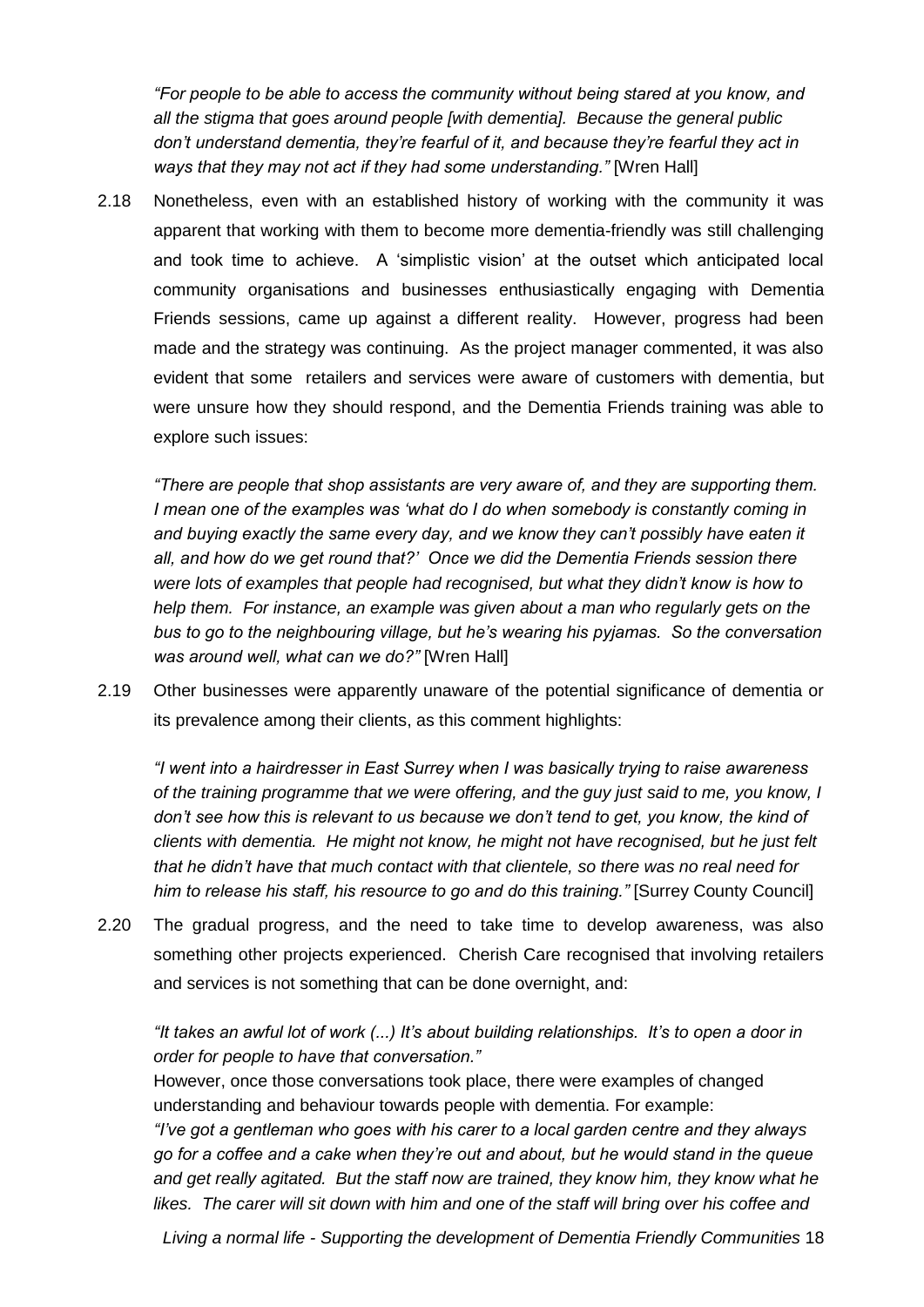*"For people to be able to access the community without being stared at you know, and all the stigma that goes around people [with dementia]. Because the general public don't understand dementia, they're fearful of it, and because they're fearful they act in ways that they may not act if they had some understanding."* [Wren Hall]

2.18 Nonetheless, even with an established history of working with the community it was apparent that working with them to become more dementia-friendly was still challenging and took time to achieve. A 'simplistic vision' at the outset which anticipated local community organisations and businesses enthusiastically engaging with Dementia Friends sessions, came up against a different reality. However, progress had been made and the strategy was continuing. As the project manager commented, it was also evident that some retailers and services were aware of customers with dementia, but were unsure how they should respond, and the Dementia Friends training was able to explore such issues:

*"There are people that shop assistants are very aware of, and they are supporting them. I mean one of the examples was 'what do I do when somebody is constantly coming in and buying exactly the same every day, and we know they can't possibly have eaten it all, and how do we get round that?' Once we did the Dementia Friends session there were lots of examples that people had recognised, but what they didn't know is how to help them. For instance, an example was given about a man who regularly gets on the bus to go to the neighbouring village, but he's wearing his pyjamas. So the conversation was around well, what can we do?"* [Wren Hall]

2.19 Other businesses were apparently unaware of the potential significance of dementia or its prevalence among their clients, as this comment highlights:

*"I went into a hairdresser in East Surrey when I was basically trying to raise awareness of the training programme that we were offering, and the guy just said to me, you know, I don't see how this is relevant to us because we don't tend to get, you know, the kind of clients with dementia. He might not know, he might not have recognised, but he just felt that he didn't have that much contact with that clientele, so there was no real need for him to release his staff, his resource to go and do this training."* [Surrey County Council]

2.20 The gradual progress, and the need to take time to develop awareness, was also something other projects experienced. Cherish Care recognised that involving retailers and services is not something that can be done overnight, and:

*"It takes an awful lot of work (...) It's about building relationships. It's to open a door in order for people to have that conversation."*

However, once those conversations took place, there were examples of changed understanding and behaviour towards people with dementia. For example:

*"I've got a gentleman who goes with his carer to a local garden centre and they always go for a coffee and a cake when they're out and about, but he would stand in the queue and get really agitated. But the staff now are trained, they know him, they know what he likes. The carer will sit down with him and one of the staff will bring over his coffee and*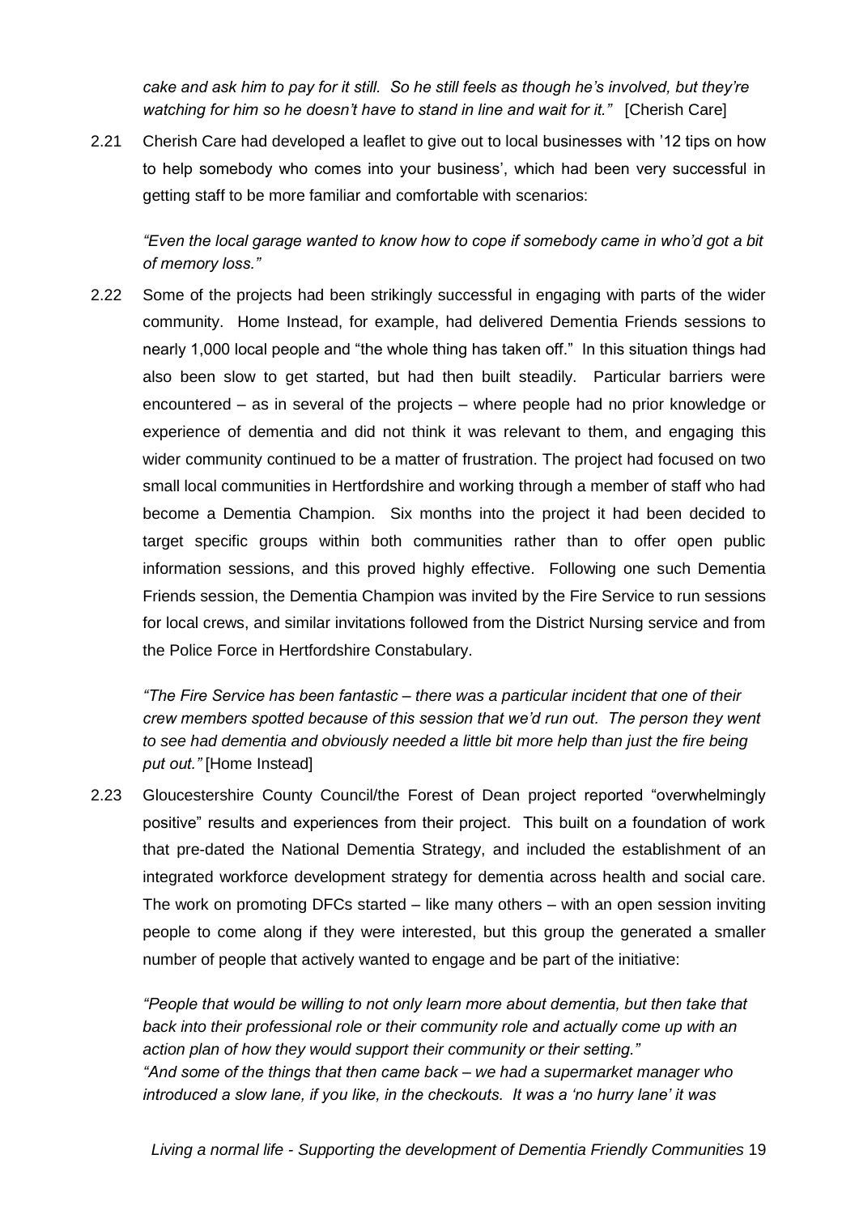*cake and ask him to pay for it still. So he still feels as though he's involved, but they're watching for him so he doesn't have to stand in line and wait for it."* [Cherish Care]

2.21 Cherish Care had developed a leaflet to give out to local businesses with '12 tips on how to help somebody who comes into your business', which had been very successful in getting staff to be more familiar and comfortable with scenarios:

*"Even the local garage wanted to know how to cope if somebody came in who'd got a bit of memory loss."*

2.22 Some of the projects had been strikingly successful in engaging with parts of the wider community. Home Instead, for example, had delivered Dementia Friends sessions to nearly 1,000 local people and "the whole thing has taken off." In this situation things had also been slow to get started, but had then built steadily. Particular barriers were encountered – as in several of the projects – where people had no prior knowledge or experience of dementia and did not think it was relevant to them, and engaging this wider community continued to be a matter of frustration. The project had focused on two small local communities in Hertfordshire and working through a member of staff who had become a Dementia Champion. Six months into the project it had been decided to target specific groups within both communities rather than to offer open public information sessions, and this proved highly effective. Following one such Dementia Friends session, the Dementia Champion was invited by the Fire Service to run sessions for local crews, and similar invitations followed from the District Nursing service and from the Police Force in Hertfordshire Constabulary.

*"The Fire Service has been fantastic – there was a particular incident that one of their crew members spotted because of this session that we'd run out. The person they went to see had dementia and obviously needed a little bit more help than just the fire being put out."* [Home Instead]

2.23 Gloucestershire County Council/the Forest of Dean project reported "overwhelmingly positive" results and experiences from their project. This built on a foundation of work that pre-dated the National Dementia Strategy, and included the establishment of an integrated workforce development strategy for dementia across health and social care. The work on promoting DFCs started – like many others – with an open session inviting people to come along if they were interested, but this group the generated a smaller number of people that actively wanted to engage and be part of the initiative:

*"People that would be willing to not only learn more about dementia, but then take that back into their professional role or their community role and actually come up with an action plan of how they would support their community or their setting."*
*"And some of the things that then came back – we had a supermarket manager who introduced a slow lane, if you like, in the checkouts. It was a 'no hurry lane' it was*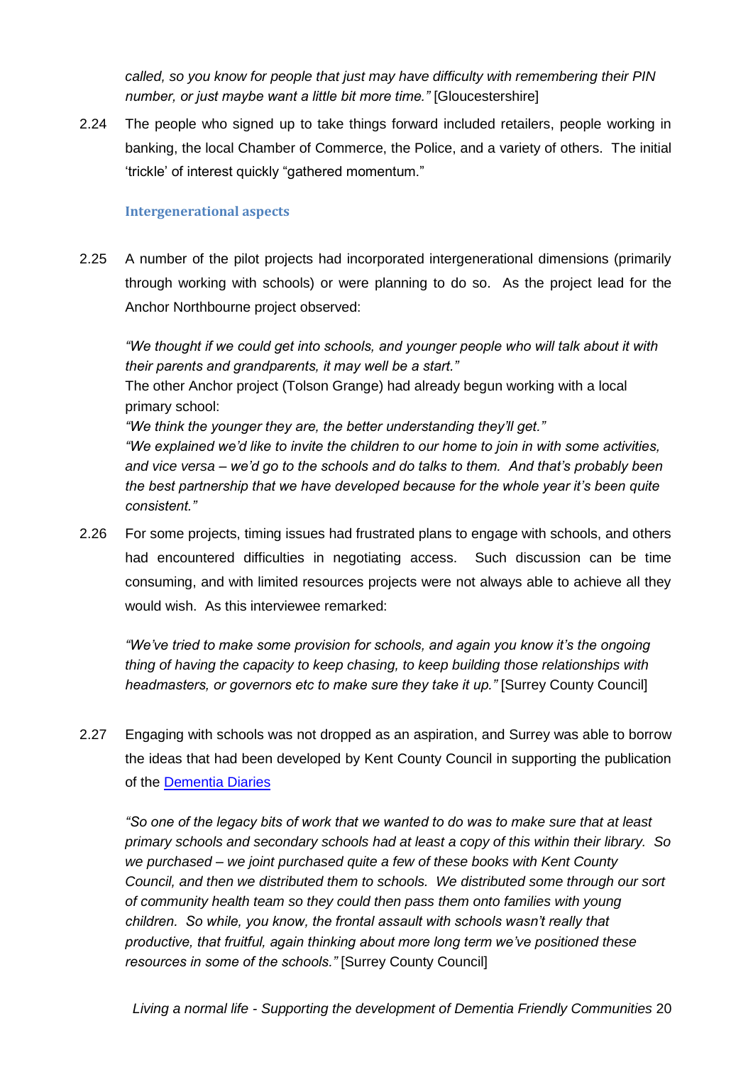*called, so you know for people that just may have difficulty with remembering their PIN number, or just maybe want a little bit more time."* [Gloucestershire]

2.24 The people who signed up to take things forward included retailers, people working in banking, the local Chamber of Commerce, the Police, and a variety of others. The initial 'trickle' of interest quickly "gathered momentum."

### Intergenerational aspects

2.25 A number of the pilot projects had incorporated intergenerational dimensions (primarily through working with schools) or were planning to do so. As the project lead for the Anchor Northbourne project observed:

> *"We thought if we could get into schools, and younger people who will talk about it with their parents and grandparents, it may well be a start."*
>
> The other Anchor project (Tolson Grange) had already begun working with a local primary school:
>
> *"We think the younger they are, the better understanding they'll get."*
>
> *"We explained we'd like to invite the children to our home to join in with some activities, and vice versa – we'd go to the schools and do talks to them. And that's probably been the best partnership that we have developed because for the whole year it's been quite consistent."*

2.26 For some projects, timing issues had frustrated plans to engage with schools, and others had encountered difficulties in negotiating access. Such discussion can be time consuming, and with limited resources projects were not always able to achieve all they would wish. As this interviewee remarked:

> *"We've tried to make some provision for schools, and again you know it's the ongoing thing of having the capacity to keep chasing, to keep building those relationships with headmasters, or governors etc to make sure they take it up."* [Surrey County Council]

2.27 Engaging with schools was not dropped as an aspiration, and Surrey was able to borrow the ideas that had been developed by Kent County Council in supporting the publication of the Dementia Diaries

> *"So one of the legacy bits of work that we wanted to do was to make sure that at least primary schools and secondary schools had at least a copy of this within their library. So we purchased – we joint purchased quite a few of these books with Kent County Council, and then we distributed them to schools. We distributed some through our sort of community health team so they could then pass them onto families with young children. So while, you know, the frontal assault with schools wasn't really that productive, that fruitful, again thinking about more long term we've positioned these resources in some of the schools."* [Surrey County Council]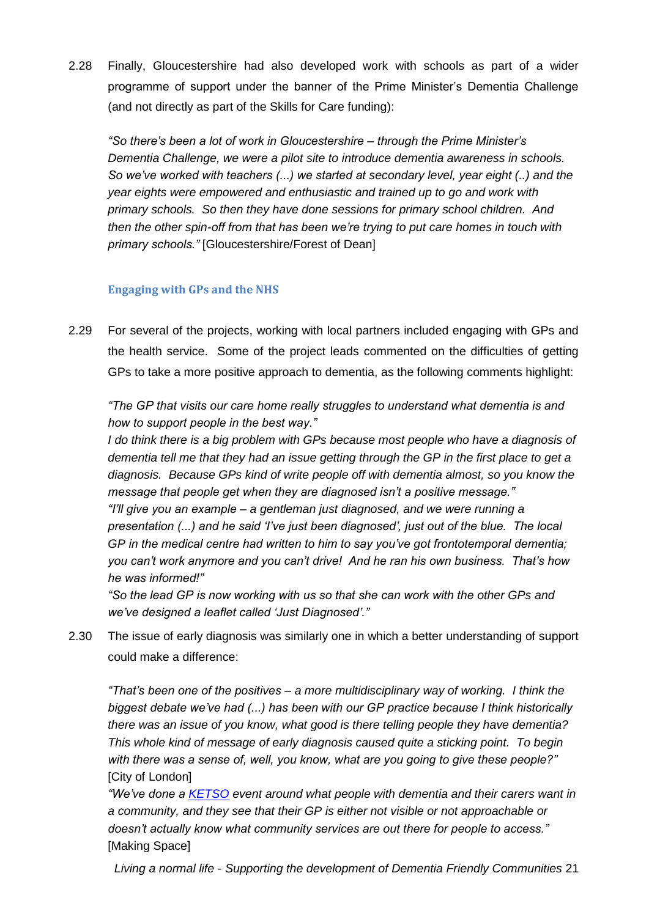2.28 Finally, Gloucestershire had also developed work with schools as part of a wider programme of support under the banner of the Prime Minister's Dementia Challenge (and not directly as part of the Skills for Care funding):

*"So there's been a lot of work in Gloucestershire – through the Prime Minister's Dementia Challenge, we were a pilot site to introduce dementia awareness in schools. So we've worked with teachers (...) we started at secondary level, year eight (..) and the year eights were empowered and enthusiastic and trained up to go and work with primary schools. So then they have done sessions for primary school children. And then the other spin-off from that has been we're trying to put care homes in touch with primary schools."* [Gloucestershire/Forest of Dean]

### Engaging with GPs and the NHS

2.29 For several of the projects, working with local partners included engaging with GPs and the health service. Some of the project leads commented on the difficulties of getting GPs to take a more positive approach to dementia, as the following comments highlight:

*"The GP that visits our care home really struggles to understand what dementia is and how to support people in the best way."*

*I do think there is a big problem with GPs because most people who have a diagnosis of dementia tell me that they had an issue getting through the GP in the first place to get a diagnosis. Because GPs kind of write people off with dementia almost, so you know the message that people get when they are diagnosed isn't a positive message."*

*"I'll give you an example – a gentleman just diagnosed, and we were running a presentation (...) and he said 'I've just been diagnosed', just out of the blue. The local GP in the medical centre had written to him to say you've got frontotemporal dementia; you can't work anymore and you can't drive! And he ran his own business. That's how he was informed!"*

*"So the lead GP is now working with us so that she can work with the other GPs and we've designed a leaflet called 'Just Diagnosed'."*

2.30 The issue of early diagnosis was similarly one in which a better understanding of support could make a difference:

*"That's been one of the positives – a more multidisciplinary way of working. I think the biggest debate we've had (...) has been with our GP practice because I think historically there was an issue of you know, what good is there telling people they have dementia? This whole kind of message of early diagnosis caused quite a sticking point. To begin with there was a sense of, well, you know, what are you going to give these people?"* [City of London]

*"We've done a KETSO event around what people with dementia and their carers want in a community, and they see that their GP is either not visible or not approachable or doesn't actually know what community services are out there for people to access."* [Making Space]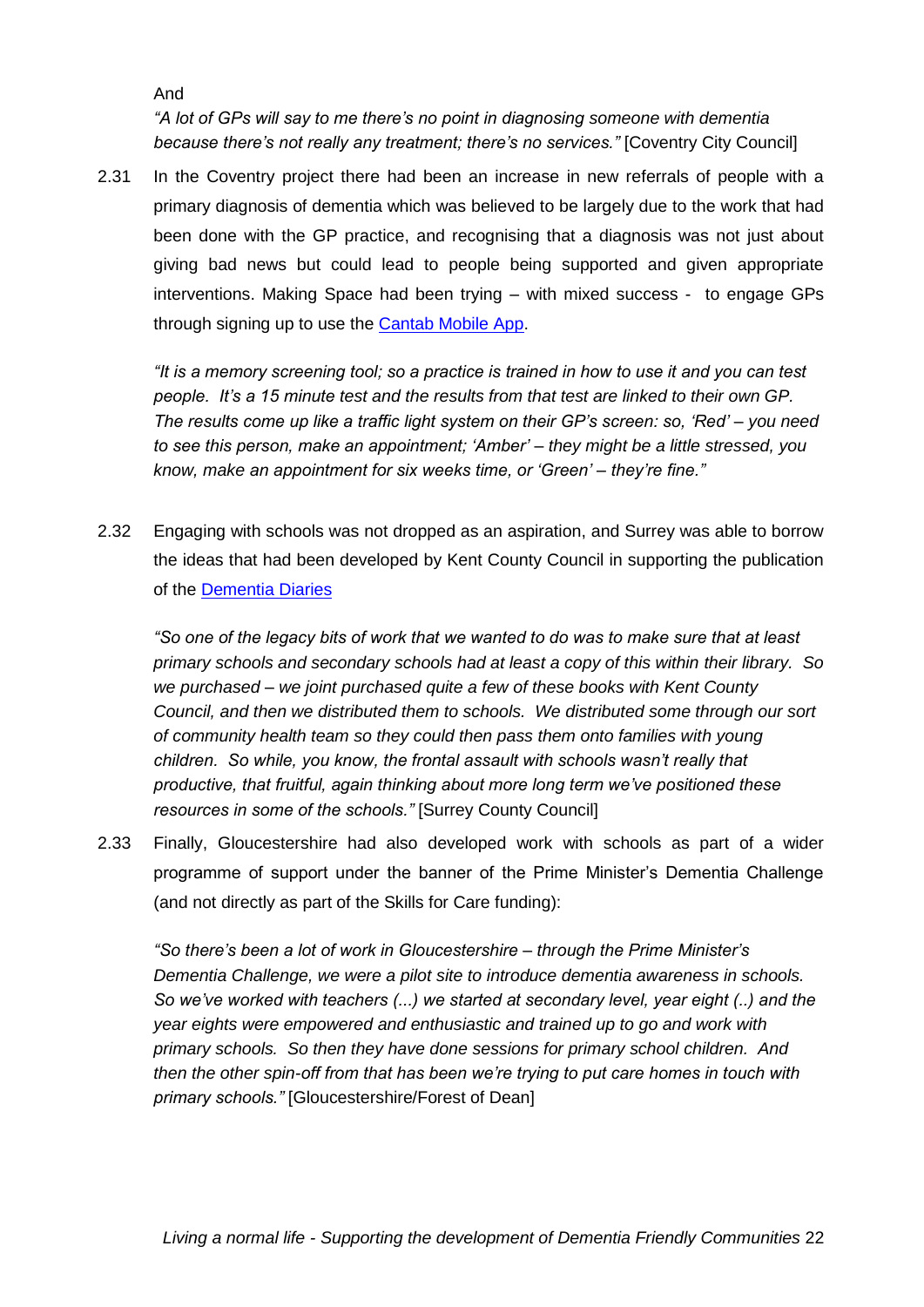And

*"A lot of GPs will say to me there's no point in diagnosing someone with dementia because there's not really any treatment; there's no services."* [Coventry City Council]

2.31 In the Coventry project there had been an increase in new referrals of people with a primary diagnosis of dementia which was believed to be largely due to the work that had been done with the GP practice, and recognising that a diagnosis was not just about giving bad news but could lead to people being supported and given appropriate interventions. Making Space had been trying – with mixed success - to engage GPs through signing up to use the Cantab Mobile App.

*"It is a memory screening tool; so a practice is trained in how to use it and you can test people. It's a 15 minute test and the results from that test are linked to their own GP. The results come up like a traffic light system on their GP's screen: so, 'Red' – you need to see this person, make an appointment; 'Amber' – they might be a little stressed, you know, make an appointment for six weeks time, or 'Green' – they're fine."*

2.32 Engaging with schools was not dropped as an aspiration, and Surrey was able to borrow the ideas that had been developed by Kent County Council in supporting the publication of the Dementia Diaries

*"So one of the legacy bits of work that we wanted to do was to make sure that at least primary schools and secondary schools had at least a copy of this within their library. So we purchased – we joint purchased quite a few of these books with Kent County Council, and then we distributed them to schools. We distributed some through our sort of community health team so they could then pass them onto families with young children. So while, you know, the frontal assault with schools wasn't really that productive, that fruitful, again thinking about more long term we've positioned these resources in some of the schools."* [Surrey County Council]

2.33 Finally, Gloucestershire had also developed work with schools as part of a wider programme of support under the banner of the Prime Minister's Dementia Challenge (and not directly as part of the Skills for Care funding):

*"So there's been a lot of work in Gloucestershire – through the Prime Minister's Dementia Challenge, we were a pilot site to introduce dementia awareness in schools. So we've worked with teachers (...) we started at secondary level, year eight (..) and the year eights were empowered and enthusiastic and trained up to go and work with primary schools. So then they have done sessions for primary school children. And then the other spin-off from that has been we're trying to put care homes in touch with primary schools."* [Gloucestershire/Forest of Dean]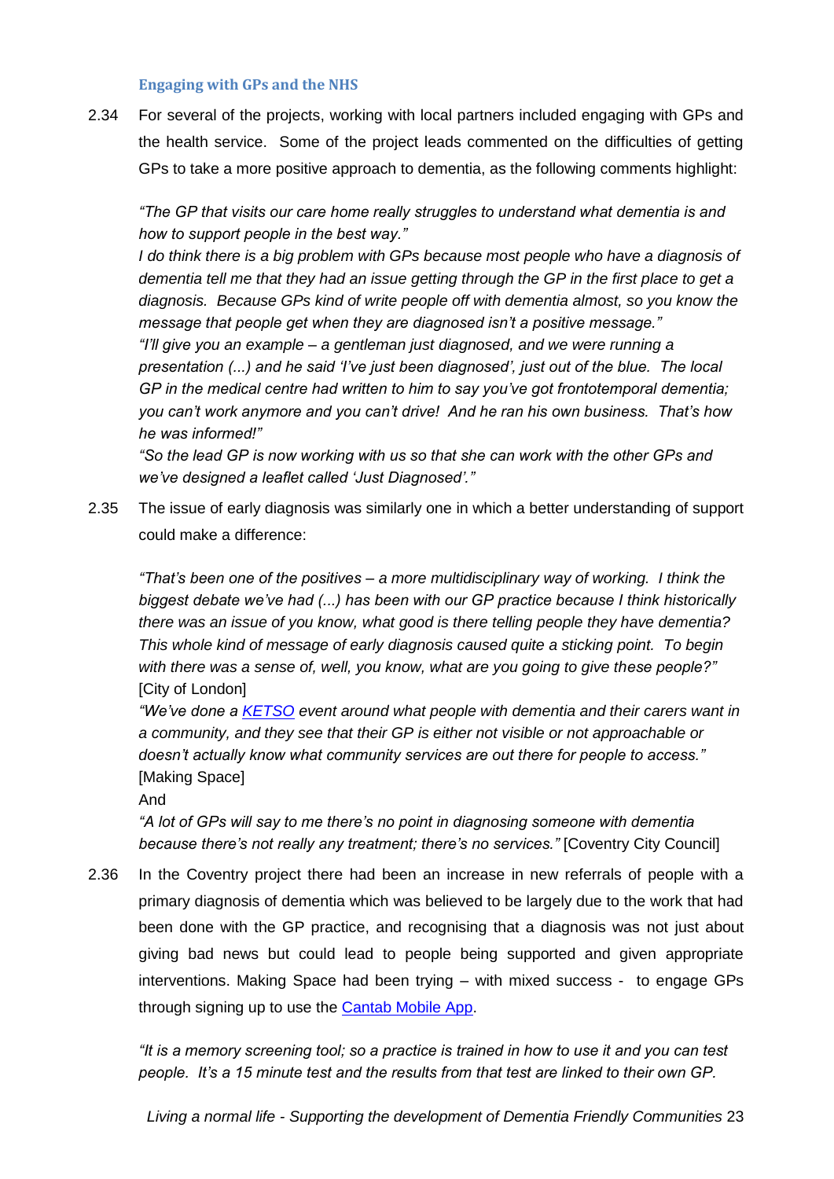### Engaging with GPs and the NHS

2.34 For several of the projects, working with local partners included engaging with GPs and the health service. Some of the project leads commented on the difficulties of getting GPs to take a more positive approach to dementia, as the following comments highlight:

*"The GP that visits our care home really struggles to understand what dementia is and how to support people in the best way."*

*I do think there is a big problem with GPs because most people who have a diagnosis of dementia tell me that they had an issue getting through the GP in the first place to get a diagnosis. Because GPs kind of write people off with dementia almost, so you know the message that people get when they are diagnosed isn't a positive message."*

*"I'll give you an example – a gentleman just diagnosed, and we were running a presentation (...) and he said 'I've just been diagnosed', just out of the blue. The local GP in the medical centre had written to him to say you've got frontotemporal dementia; you can't work anymore and you can't drive! And he ran his own business. That's how he was informed!"*

*"So the lead GP is now working with us so that she can work with the other GPs and we've designed a leaflet called 'Just Diagnosed'."*

2.35 The issue of early diagnosis was similarly one in which a better understanding of support could make a difference:

*"That's been one of the positives – a more multidisciplinary way of working. I think the biggest debate we've had (...) has been with our GP practice because I think historically there was an issue of you know, what good is there telling people they have dementia? This whole kind of message of early diagnosis caused quite a sticking point. To begin with there was a sense of, well, you know, what are you going to give these people?"* [City of London]

*"We've done a KETSO event around what people with dementia and their carers want in a community, and they see that their GP is either not visible or not approachable or doesn't actually know what community services are out there for people to access."* [Making Space]

And

*"A lot of GPs will say to me there's no point in diagnosing someone with dementia because there's not really any treatment; there's no services."* [Coventry City Council]

2.36 In the Coventry project there had been an increase in new referrals of people with a primary diagnosis of dementia which was believed to be largely due to the work that had been done with the GP practice, and recognising that a diagnosis was not just about giving bad news but could lead to people being supported and given appropriate interventions. Making Space had been trying – with mixed success - to engage GPs through signing up to use the Cantab Mobile App.

*"It is a memory screening tool; so a practice is trained in how to use it and you can test people. It's a 15 minute test and the results from that test are linked to their own GP.*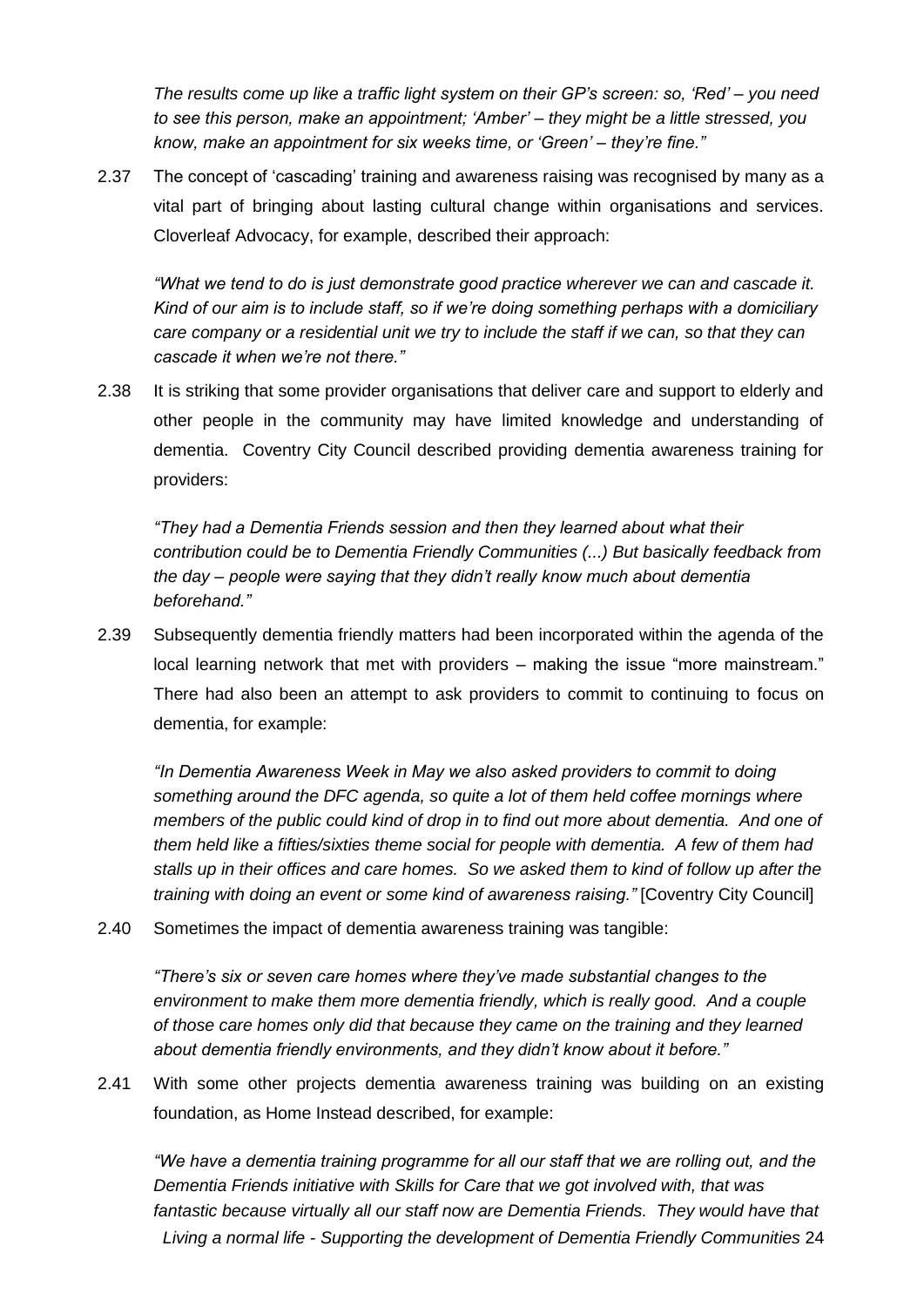*The results come up like a traffic light system on their GP's screen: so, 'Red' – you need to see this person, make an appointment; 'Amber' – they might be a little stressed, you know, make an appointment for six weeks time, or 'Green' – they're fine."*

2.37 The concept of 'cascading' training and awareness raising was recognised by many as a vital part of bringing about lasting cultural change within organisations and services. Cloverleaf Advocacy, for example, described their approach:

*"What we tend to do is just demonstrate good practice wherever we can and cascade it. Kind of our aim is to include staff, so if we're doing something perhaps with a domiciliary care company or a residential unit we try to include the staff if we can, so that they can cascade it when we're not there."*

2.38 It is striking that some provider organisations that deliver care and support to elderly and other people in the community may have limited knowledge and understanding of dementia. Coventry City Council described providing dementia awareness training for providers:

*"They had a Dementia Friends session and then they learned about what their contribution could be to Dementia Friendly Communities (...) But basically feedback from the day – people were saying that they didn't really know much about dementia beforehand."*

2.39 Subsequently dementia friendly matters had been incorporated within the agenda of the local learning network that met with providers – making the issue "more mainstream." There had also been an attempt to ask providers to commit to continuing to focus on dementia, for example:

*"In Dementia Awareness Week in May we also asked providers to commit to doing something around the DFC agenda, so quite a lot of them held coffee mornings where members of the public could kind of drop in to find out more about dementia. And one of them held like a fifties/sixties theme social for people with dementia. A few of them had stalls up in their offices and care homes. So we asked them to kind of follow up after the training with doing an event or some kind of awareness raising."* [Coventry City Council]

2.40 Sometimes the impact of dementia awareness training was tangible:

*"There's six or seven care homes where they've made substantial changes to the environment to make them more dementia friendly, which is really good. And a couple of those care homes only did that because they came on the training and they learned about dementia friendly environments, and they didn't know about it before."*

2.41 With some other projects dementia awareness training was building on an existing foundation, as Home Instead described, for example:

*"We have a dementia training programme for all our staff that we are rolling out, and the Dementia Friends initiative with Skills for Care that we got involved with, that was fantastic because virtually all our staff now are Dementia Friends. They would have that*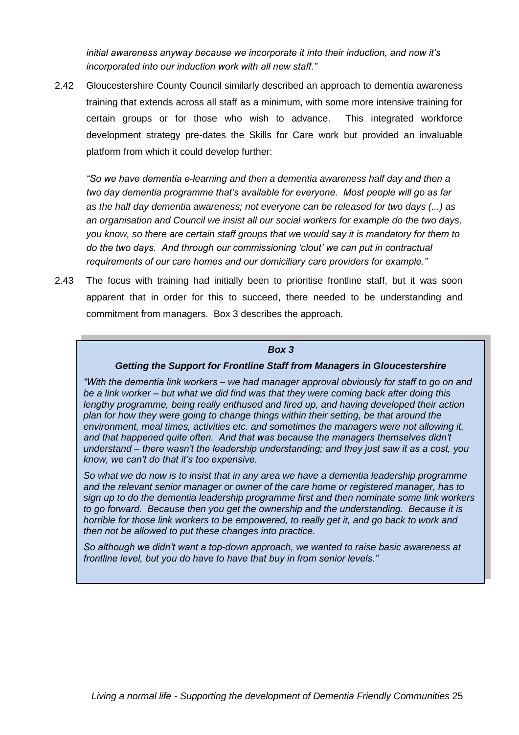*initial awareness anyway because we incorporate it into their induction, and now it's incorporated into our induction work with all new staff."*

2.42 Gloucestershire County Council similarly described an approach to dementia awareness training that extends across all staff as a minimum, with some more intensive training for certain groups or for those who wish to advance. This integrated workforce development strategy pre-dates the Skills for Care work but provided an invaluable platform from which it could develop further:

*"So we have dementia e-learning and then a dementia awareness half day and then a two day dementia programme that's available for everyone. Most people will go as far as the half day dementia awareness; not everyone can be released for two days (...) as an organisation and Council we insist all our social workers for example do the two days, you know, so there are certain staff groups that we would say it is mandatory for them to do the two days. And through our commissioning 'clout' we can put in contractual requirements of our care homes and our domiciliary care providers for example."*

2.43 The focus with training had initially been to prioritise frontline staff, but it was soon apparent that in order for this to succeed, there needed to be understanding and commitment from managers. Box 3 describes the approach.

> ***Box 3***
>
> ***Getting the Support for Frontline Staff from Managers in Gloucestershire***
>
> *"With the dementia link workers – we had manager approval obviously for staff to go on and be a link worker – but what we did find was that they were coming back after doing this lengthy programme, being really enthused and fired up, and having developed their action plan for how they were going to change things within their setting, be that around the environment, meal times, activities etc. and sometimes the managers were not allowing it, and that happened quite often. And that was because the managers themselves didn't understand – there wasn't the leadership understanding; and they just saw it as a cost, you know, we can't do that it's too expensive.*
>
> *So what we do now is to insist that in any area we have a dementia leadership programme and the relevant senior manager or owner of the care home or registered manager, has to sign up to do the dementia leadership programme first and then nominate some link workers to go forward. Because then you get the ownership and the understanding. Because it is horrible for those link workers to be empowered, to really get it, and go back to work and then not be allowed to put these changes into practice.*
>
> *So although we didn't want a top-down approach, we wanted to raise basic awareness at frontline level, but you do have to have that buy in from senior levels."*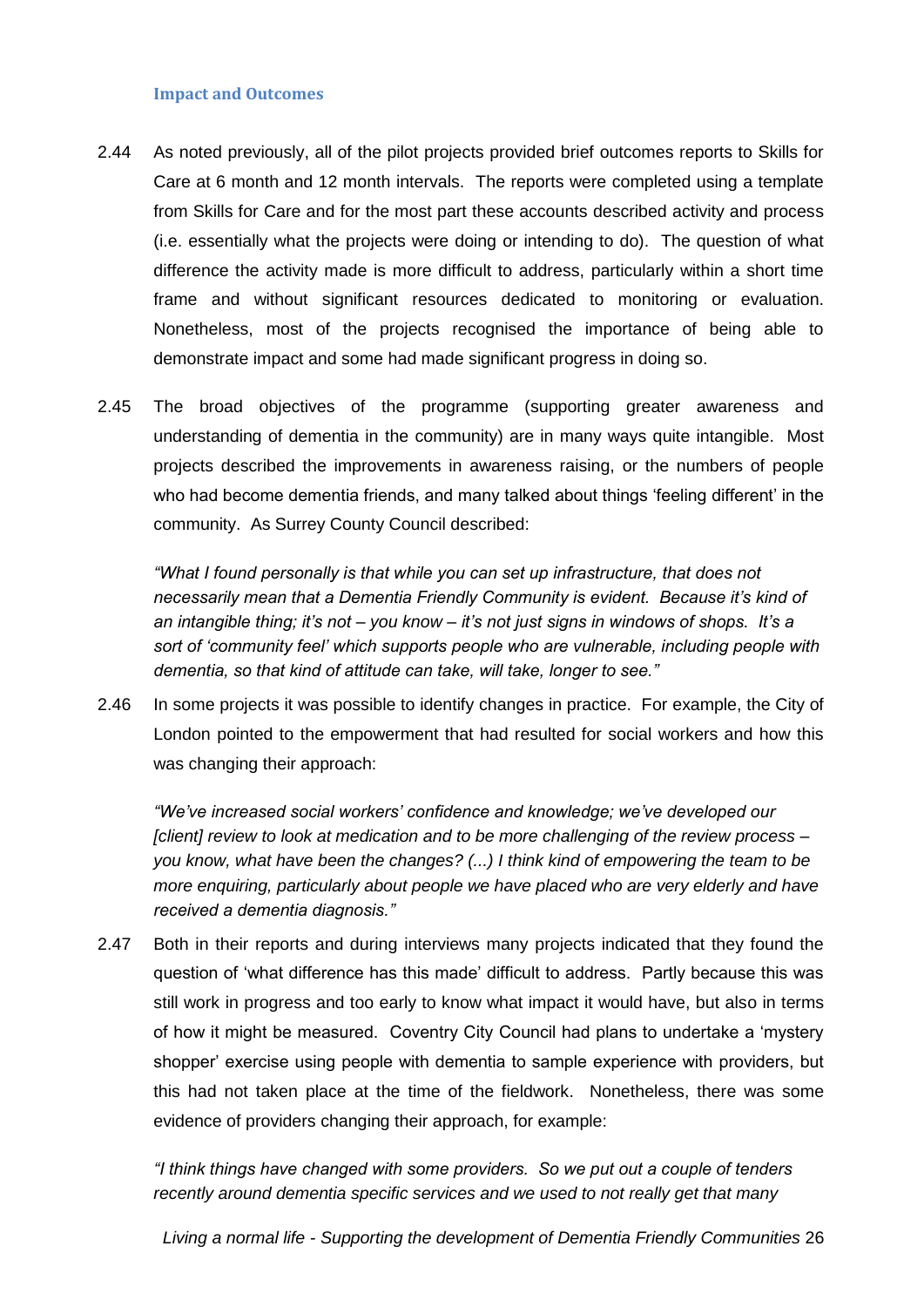### Impact and Outcomes

2.44 As noted previously, all of the pilot projects provided brief outcomes reports to Skills for Care at 6 month and 12 month intervals. The reports were completed using a template from Skills for Care and for the most part these accounts described activity and process (i.e. essentially what the projects were doing or intending to do). The question of what difference the activity made is more difficult to address, particularly within a short time frame and without significant resources dedicated to monitoring or evaluation. Nonetheless, most of the projects recognised the importance of being able to demonstrate impact and some had made significant progress in doing so.

2.45 The broad objectives of the programme (supporting greater awareness and understanding of dementia in the community) are in many ways quite intangible. Most projects described the improvements in awareness raising, or the numbers of people who had become dementia friends, and many talked about things 'feeling different' in the community. As Surrey County Council described:

*"What I found personally is that while you can set up infrastructure, that does not necessarily mean that a Dementia Friendly Community is evident. Because it's kind of an intangible thing; it's not – you know – it's not just signs in windows of shops. It's a sort of 'community feel' which supports people who are vulnerable, including people with dementia, so that kind of attitude can take, will take, longer to see."*

2.46 In some projects it was possible to identify changes in practice. For example, the City of London pointed to the empowerment that had resulted for social workers and how this was changing their approach:

*"We've increased social workers' confidence and knowledge; we've developed our [client] review to look at medication and to be more challenging of the review process – you know, what have been the changes? (...) I think kind of empowering the team to be more enquiring, particularly about people we have placed who are very elderly and have received a dementia diagnosis."*

2.47 Both in their reports and during interviews many projects indicated that they found the question of 'what difference has this made' difficult to address. Partly because this was still work in progress and too early to know what impact it would have, but also in terms of how it might be measured. Coventry City Council had plans to undertake a 'mystery shopper' exercise using people with dementia to sample experience with providers, but this had not taken place at the time of the fieldwork. Nonetheless, there was some evidence of providers changing their approach, for example:

*"I think things have changed with some providers. So we put out a couple of tenders recently around dementia specific services and we used to not really get that many*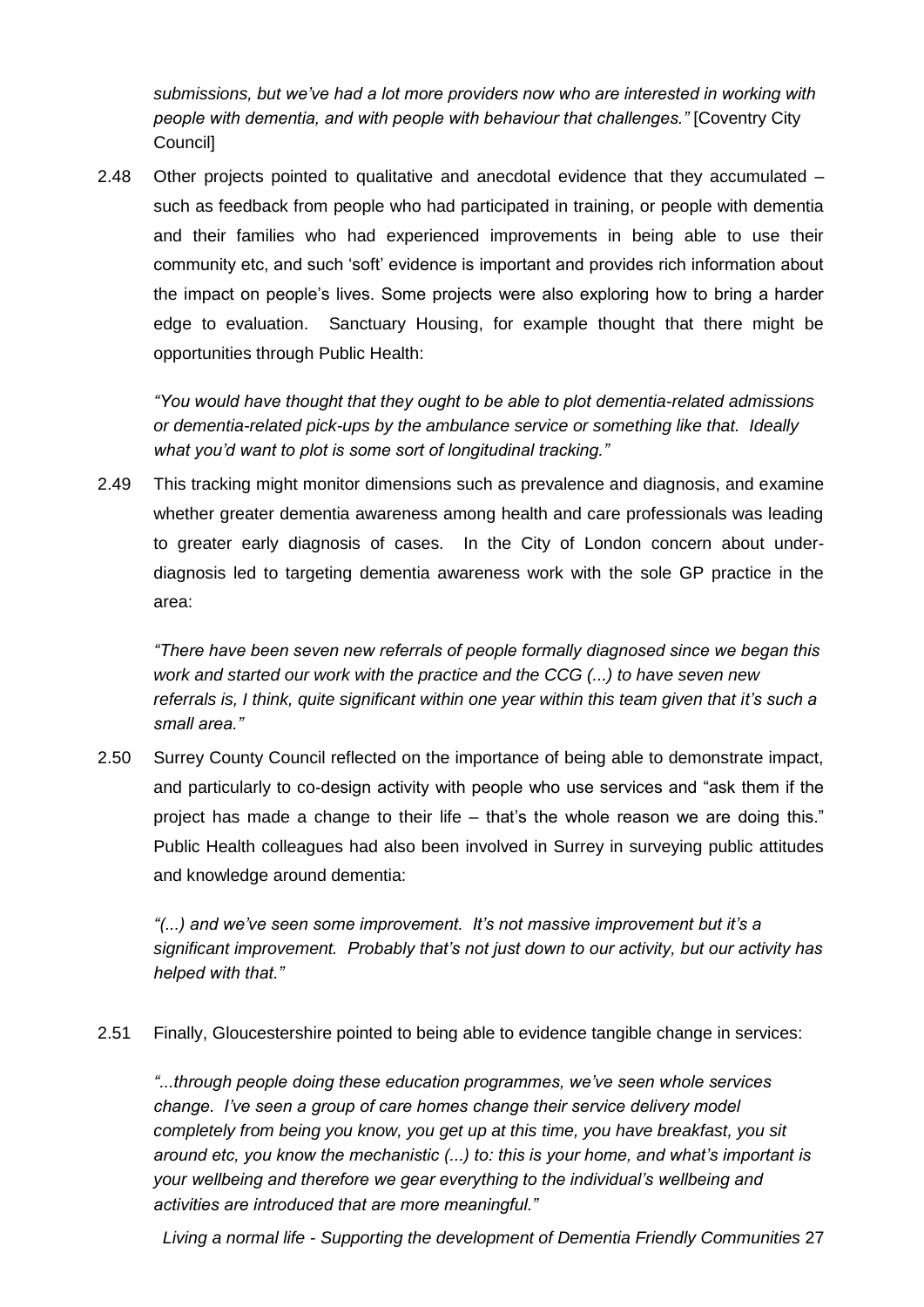*submissions, but we've had a lot more providers now who are interested in working with people with dementia, and with people with behaviour that challenges."* [Coventry City Council]

2.48 Other projects pointed to qualitative and anecdotal evidence that they accumulated – such as feedback from people who had participated in training, or people with dementia and their families who had experienced improvements in being able to use their community etc, and such 'soft' evidence is important and provides rich information about the impact on people's lives. Some projects were also exploring how to bring a harder edge to evaluation. Sanctuary Housing, for example thought that there might be opportunities through Public Health:

*"You would have thought that they ought to be able to plot dementia-related admissions or dementia-related pick-ups by the ambulance service or something like that. Ideally what you'd want to plot is some sort of longitudinal tracking."*

2.49 This tracking might monitor dimensions such as prevalence and diagnosis, and examine whether greater dementia awareness among health and care professionals was leading to greater early diagnosis of cases. In the City of London concern about under-diagnosis led to targeting dementia awareness work with the sole GP practice in the area:

*"There have been seven new referrals of people formally diagnosed since we began this work and started our work with the practice and the CCG (...) to have seven new referrals is, I think, quite significant within one year within this team given that it's such a small area."*

2.50 Surrey County Council reflected on the importance of being able to demonstrate impact, and particularly to co-design activity with people who use services and "ask them if the project has made a change to their life – that's the whole reason we are doing this." Public Health colleagues had also been involved in Surrey in surveying public attitudes and knowledge around dementia:

*"(...) and we've seen some improvement. It's not massive improvement but it's a significant improvement. Probably that's not just down to our activity, but our activity has helped with that."*

2.51 Finally, Gloucestershire pointed to being able to evidence tangible change in services:

*"...through people doing these education programmes, we've seen whole services change. I've seen a group of care homes change their service delivery model completely from being you know, you get up at this time, you have breakfast, you sit around etc, you know the mechanistic (...) to: this is your home, and what's important is your wellbeing and therefore we gear everything to the individual's wellbeing and activities are introduced that are more meaningful."*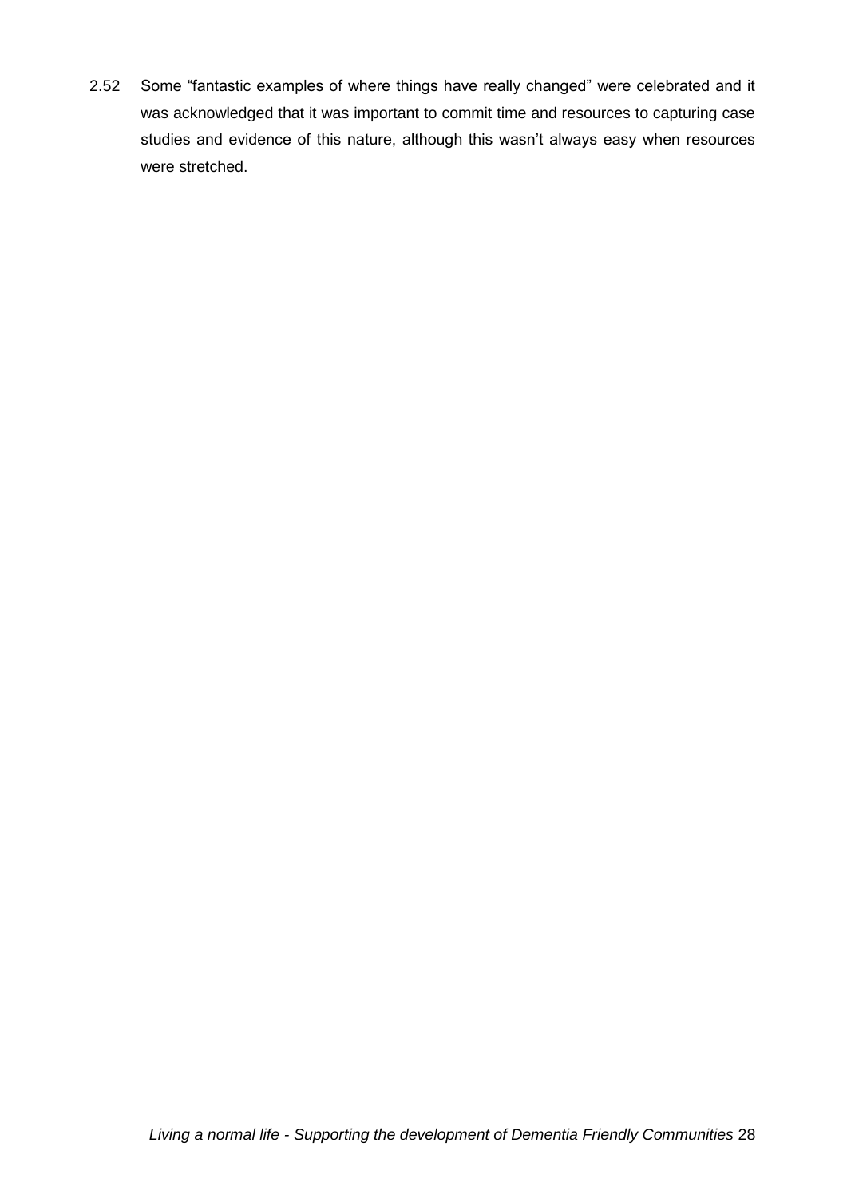2.52 Some “fantastic examples of where things have really changed” were celebrated and it was acknowledged that it was important to commit time and resources to capturing case studies and evidence of this nature, although this wasn’t always easy when resources were stretched.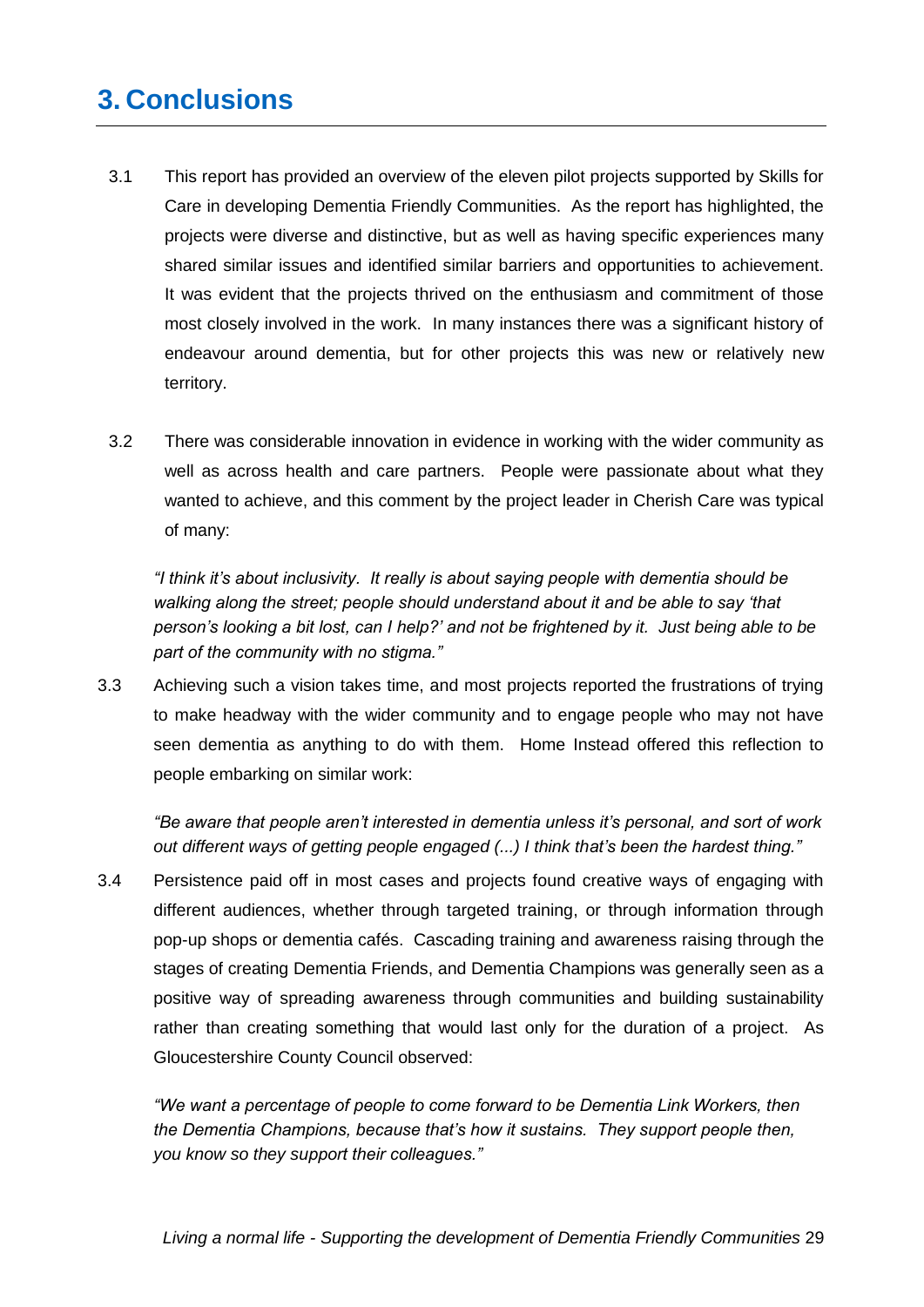# 3. Conclusions

3.1 This report has provided an overview of the eleven pilot projects supported by Skills for Care in developing Dementia Friendly Communities. As the report has highlighted, the projects were diverse and distinctive, but as well as having specific experiences many shared similar issues and identified similar barriers and opportunities to achievement. It was evident that the projects thrived on the enthusiasm and commitment of those most closely involved in the work. In many instances there was a significant history of endeavour around dementia, but for other projects this was new or relatively new territory.

3.2 There was considerable innovation in evidence in working with the wider community as well as across health and care partners. People were passionate about what they wanted to achieve, and this comment by the project leader in Cherish Care was typical of many:

*"I think it's about inclusivity. It really is about saying people with dementia should be walking along the street; people should understand about it and be able to say 'that person's looking a bit lost, can I help?' and not be frightened by it. Just being able to be part of the community with no stigma."*

3.3 Achieving such a vision takes time, and most projects reported the frustrations of trying to make headway with the wider community and to engage people who may not have seen dementia as anything to do with them. Home Instead offered this reflection to people embarking on similar work:

*"Be aware that people aren't interested in dementia unless it's personal, and sort of work out different ways of getting people engaged (...) I think that's been the hardest thing."*

3.4 Persistence paid off in most cases and projects found creative ways of engaging with different audiences, whether through targeted training, or through information through pop-up shops or dementia cafés. Cascading training and awareness raising through the stages of creating Dementia Friends, and Dementia Champions was generally seen as a positive way of spreading awareness through communities and building sustainability rather than creating something that would last only for the duration of a project. As Gloucestershire County Council observed:

*"We want a percentage of people to come forward to be Dementia Link Workers, then the Dementia Champions, because that's how it sustains. They support people then, you know so they support their colleagues."*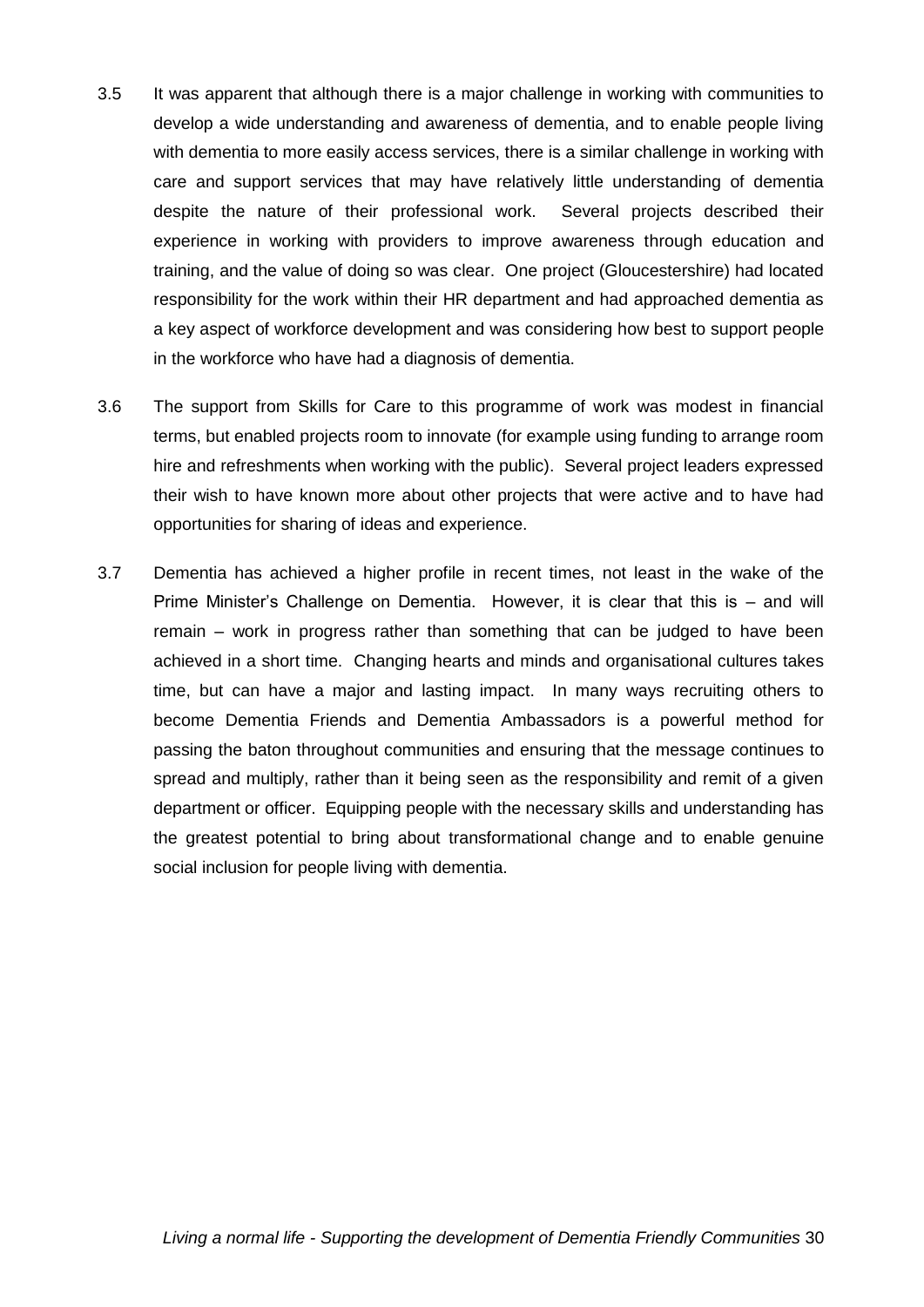3.5 It was apparent that although there is a major challenge in working with communities to develop a wide understanding and awareness of dementia, and to enable people living with dementia to more easily access services, there is a similar challenge in working with care and support services that may have relatively little understanding of dementia despite the nature of their professional work. Several projects described their experience in working with providers to improve awareness through education and training, and the value of doing so was clear. One project (Gloucestershire) had located responsibility for the work within their HR department and had approached dementia as a key aspect of workforce development and was considering how best to support people in the workforce who have had a diagnosis of dementia.

3.6 The support from Skills for Care to this programme of work was modest in financial terms, but enabled projects room to innovate (for example using funding to arrange room hire and refreshments when working with the public). Several project leaders expressed their wish to have known more about other projects that were active and to have had opportunities for sharing of ideas and experience.

3.7 Dementia has achieved a higher profile in recent times, not least in the wake of the Prime Minister's Challenge on Dementia. However, it is clear that this is – and will remain – work in progress rather than something that can be judged to have been achieved in a short time. Changing hearts and minds and organisational cultures takes time, but can have a major and lasting impact. In many ways recruiting others to become Dementia Friends and Dementia Ambassadors is a powerful method for passing the baton throughout communities and ensuring that the message continues to spread and multiply, rather than it being seen as the responsibility and remit of a given department or officer. Equipping people with the necessary skills and understanding has the greatest potential to bring about transformational change and to enable genuine social inclusion for people living with dementia.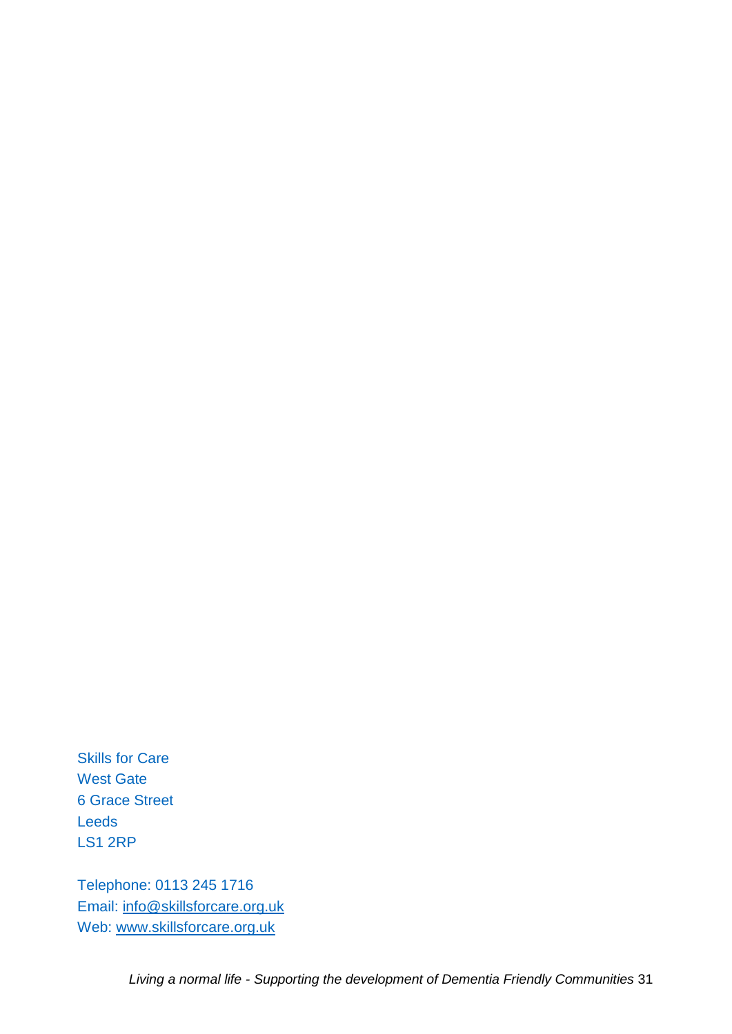Skills for Care
West Gate
6 Grace Street
Leeds
LS1 2RP

Telephone: 0113 245 1716
Email: info@skillsforcare.org.uk
Web: www.skillsforcare.org.uk